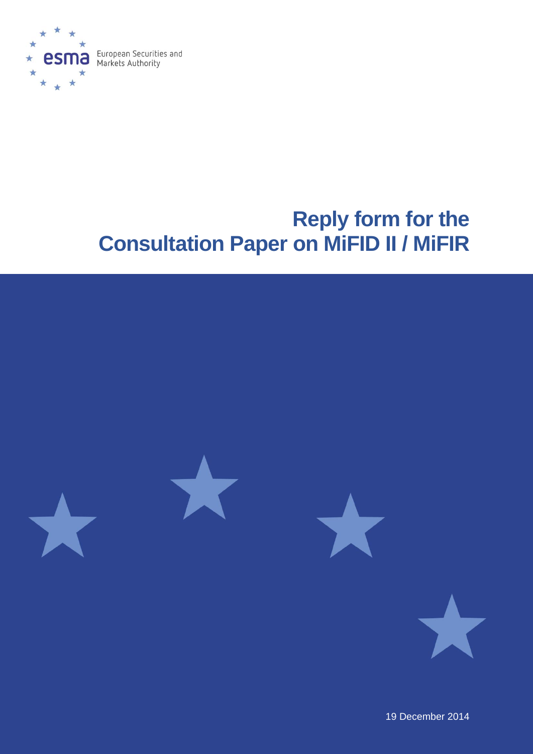European Securities and Markets Authority

# Reply form for the Consultation Paper on MiFID II / MiFIR

19 December 2014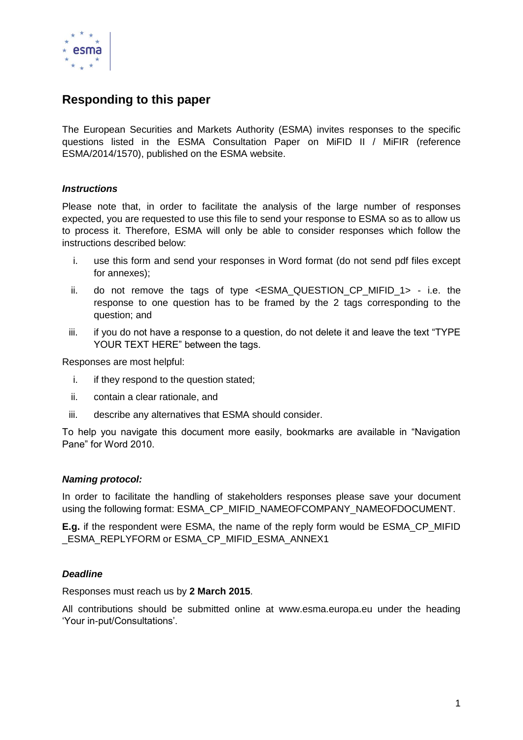## Responding to this paper

The European Securities and Markets Authority (ESMA) invites responses to the specific questions listed in the ESMA Consultation Paper on MiFID II / MiFIR (reference ESMA/2014/1570), published on the ESMA website.

### *Instructions*

Please note that, in order to facilitate the analysis of the large number of responses expected, you are requested to use this file to send your response to ESMA so as to allow us to process it. Therefore, ESMA will only be able to consider responses which follow the instructions described below:

i. use this form and send your responses in Word format (do not send pdf files except for annexes);

ii. do not remove the tags of type <ESMA_QUESTION_CP_MIFID_1> - i.e. the response to one question has to be framed by the 2 tags corresponding to the question; and

iii. if you do not have a response to a question, do not delete it and leave the text "TYPE YOUR TEXT HERE" between the tags.

Responses are most helpful:

i. if they respond to the question stated;

ii. contain a clear rationale, and

iii. describe any alternatives that ESMA should consider.

To help you navigate this document more easily, bookmarks are available in "Navigation Pane" for Word 2010.

### *Naming protocol:*

In order to facilitate the handling of stakeholders responses please save your document using the following format: ESMA_CP_MIFID_NAMEOFCOMPANY_NAMEOFDOCUMENT.

**E.g.** if the respondent were ESMA, the name of the reply form would be ESMA_CP_MIFID _ESMA_REPLYFORM or ESMA_CP_MIFID_ESMA_ANNEX1

### *Deadline*

Responses must reach us by **2 March 2015**.

All contributions should be submitted online at www.esma.europa.eu under the heading 'Your in-put/Consultations'.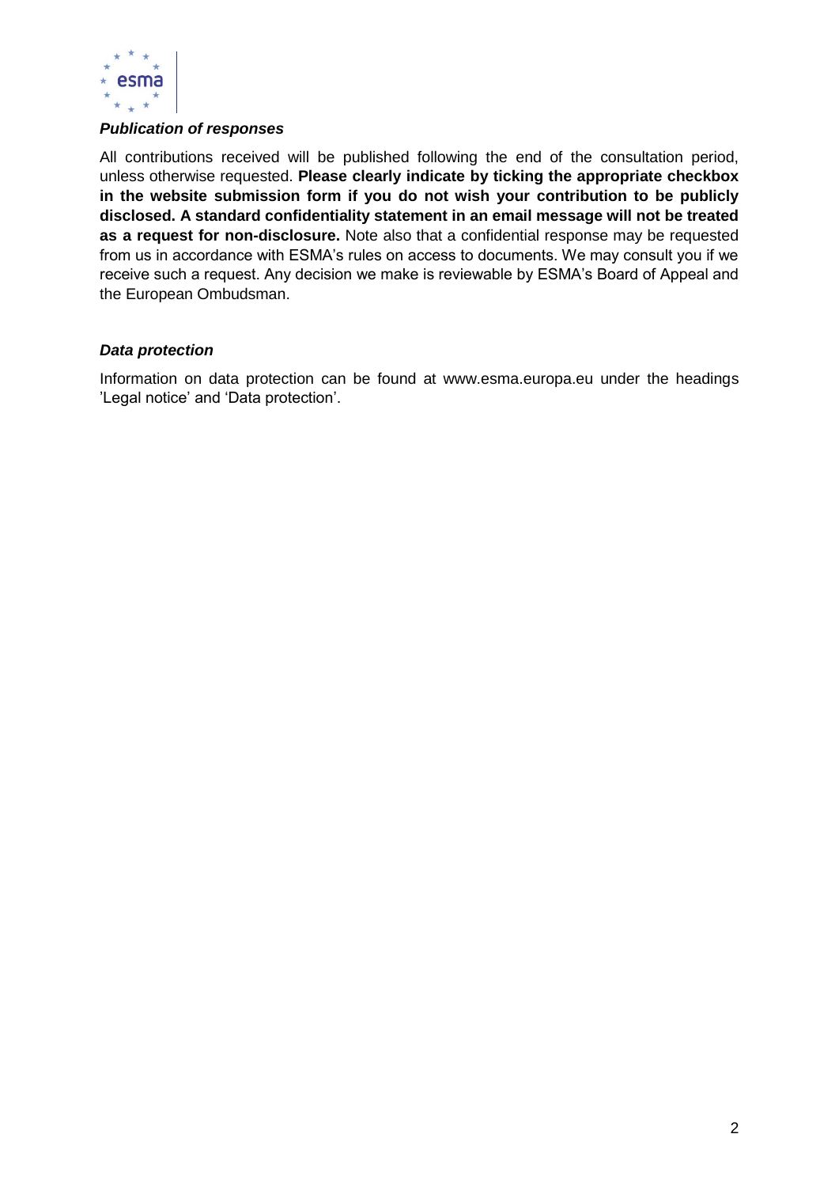***Publication of responses***

All contributions received will be published following the end of the consultation period, unless otherwise requested. **Please clearly indicate by ticking the appropriate checkbox in the website submission form if you do not wish your contribution to be publicly disclosed. A standard confidentiality statement in an email message will not be treated as a request for non-disclosure.** Note also that a confidential response may be requested from us in accordance with ESMA's rules on access to documents. We may consult you if we receive such a request. Any decision we make is reviewable by ESMA's Board of Appeal and the European Ombudsman.

***Data protection***

Information on data protection can be found at www.esma.europa.eu under the headings 'Legal notice' and 'Data protection'.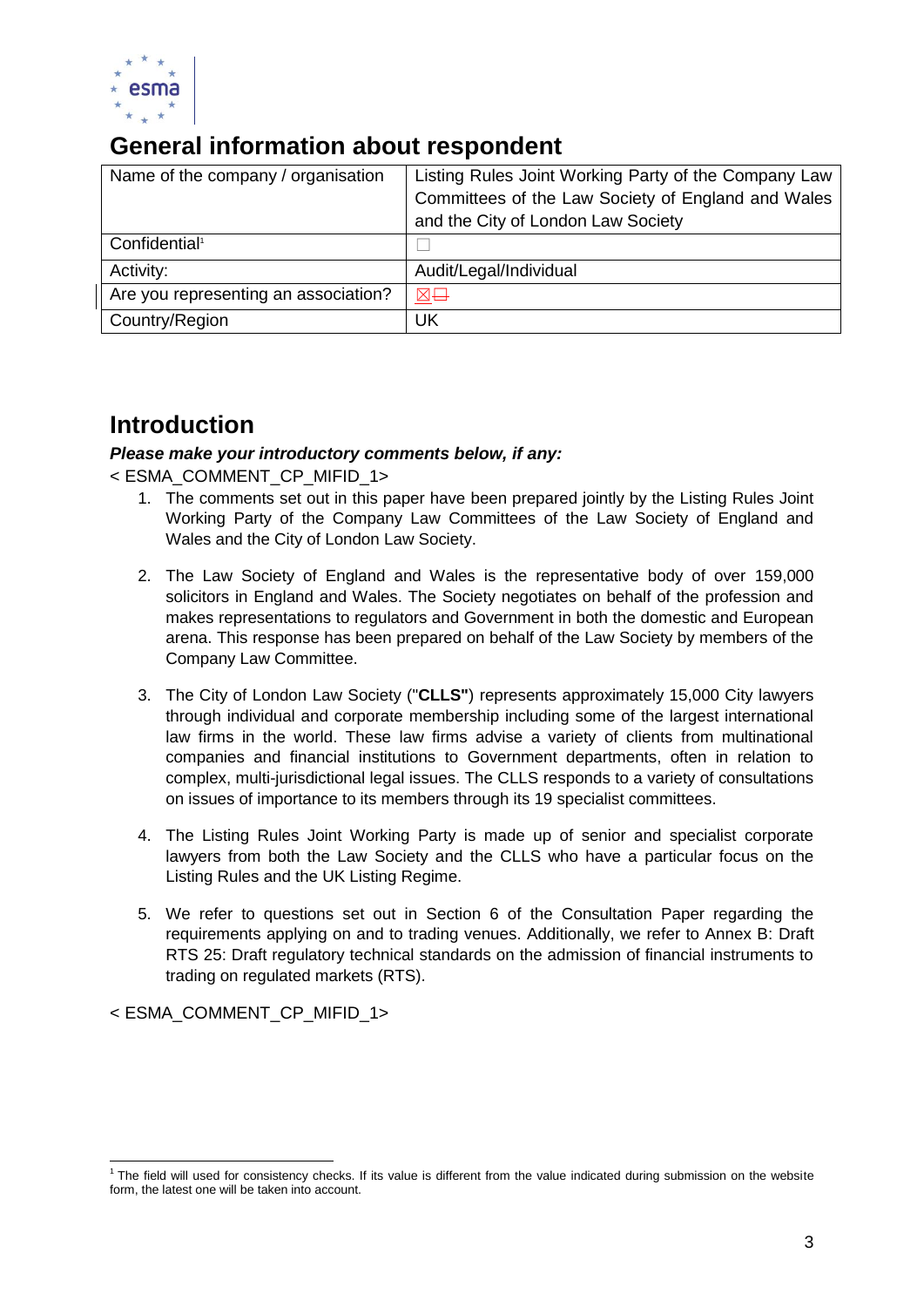## General information about respondent

| Name of the company / organisation | Listing Rules Joint Working Party of the Company Law Committees of the Law Society of England and Wales and the City of London Law Society |
|---|---|
| Confidential[1] | ☐ |
| Activity: | Audit/Legal/Individual |
| Are you representing an association? | ☒ |
| Country/Region | UK |

## Introduction

***Please make your introductory comments below, if any:***

< ESMA_COMMENT_CP_MIFID_1>

1. The comments set out in this paper have been prepared jointly by the Listing Rules Joint Working Party of the Company Law Committees of the Law Society of England and Wales and the City of London Law Society.

2. The Law Society of England and Wales is the representative body of over 159,000 solicitors in England and Wales. The Society negotiates on behalf of the profession and makes representations to regulators and Government in both the domestic and European arena. This response has been prepared on behalf of the Law Society by members of the Company Law Committee.

3. The City of London Law Society ("**CLLS**") represents approximately 15,000 City lawyers through individual and corporate membership including some of the largest international law firms in the world. These law firms advise a variety of clients from multinational companies and financial institutions to Government departments, often in relation to complex, multi-jurisdictional legal issues. The CLLS responds to a variety of consultations on issues of importance to its members through its 19 specialist committees.

4. The Listing Rules Joint Working Party is made up of senior and specialist corporate lawyers from both the Law Society and the CLLS who have a particular focus on the Listing Rules and the UK Listing Regime.

5. We refer to questions set out in Section 6 of the Consultation Paper regarding the requirements applying on and to trading venues. Additionally, we refer to Annex B: Draft RTS 25: Draft regulatory technical standards on the admission of financial instruments to trading on regulated markets (RTS).

< ESMA_COMMENT_CP_MIFID_1>

[1] The field will used for consistency checks. If its value is different from the value indicated during submission on the website form, the latest one will be taken into account.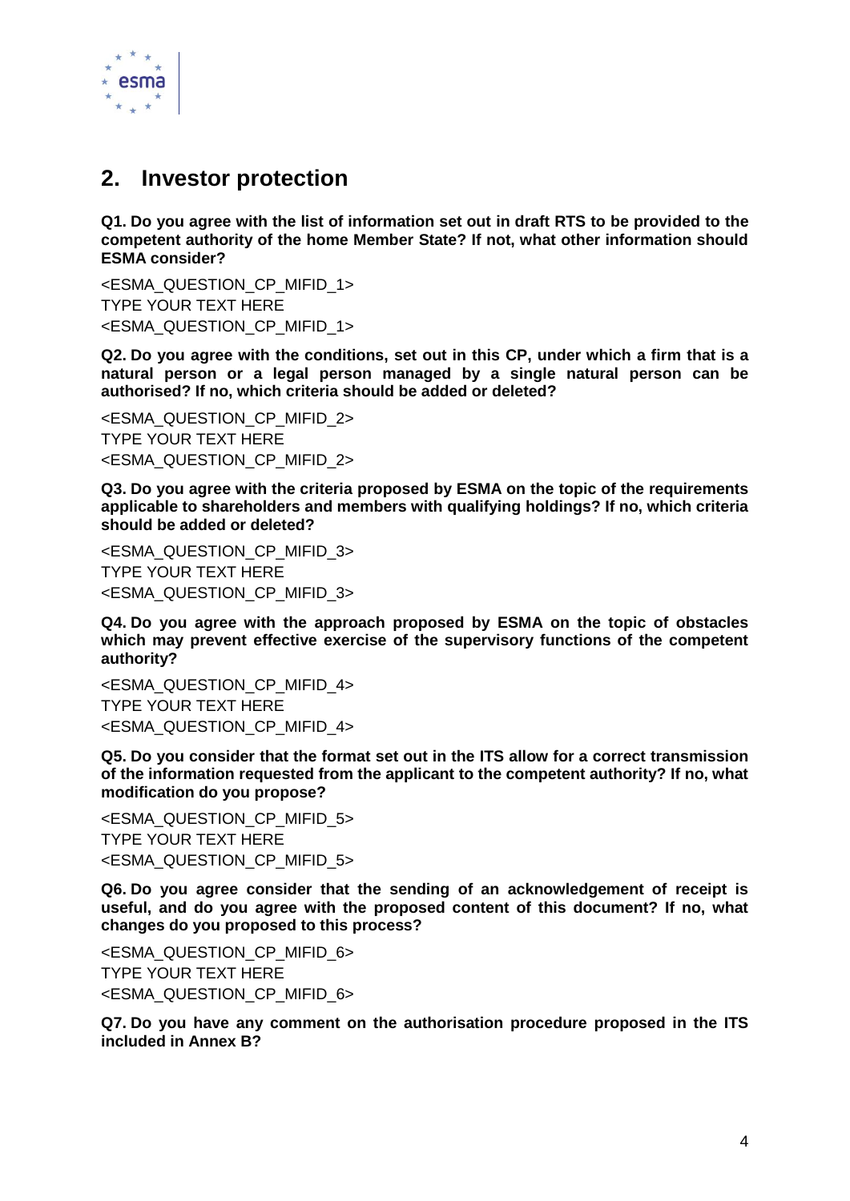## 2. Investor protection

**Q1. Do you agree with the list of information set out in draft RTS to be provided to the competent authority of the home Member State? If not, what other information should ESMA consider?**

<ESMA_QUESTION_CP_MIFID_1>
TYPE YOUR TEXT HERE
<ESMA_QUESTION_CP_MIFID_1>

**Q2. Do you agree with the conditions, set out in this CP, under which a firm that is a natural person or a legal person managed by a single natural person can be authorised? If no, which criteria should be added or deleted?**

<ESMA_QUESTION_CP_MIFID_2>
TYPE YOUR TEXT HERE
<ESMA_QUESTION_CP_MIFID_2>

**Q3. Do you agree with the criteria proposed by ESMA on the topic of the requirements applicable to shareholders and members with qualifying holdings? If no, which criteria should be added or deleted?**

<ESMA_QUESTION_CP_MIFID_3>
TYPE YOUR TEXT HERE
<ESMA_QUESTION_CP_MIFID_3>

**Q4. Do you agree with the approach proposed by ESMA on the topic of obstacles which may prevent effective exercise of the supervisory functions of the competent authority?**

<ESMA_QUESTION_CP_MIFID_4>
TYPE YOUR TEXT HERE
<ESMA_QUESTION_CP_MIFID_4>

**Q5. Do you consider that the format set out in the ITS allow for a correct transmission of the information requested from the applicant to the competent authority? If no, what modification do you propose?**

<ESMA_QUESTION_CP_MIFID_5>
TYPE YOUR TEXT HERE
<ESMA_QUESTION_CP_MIFID_5>

**Q6. Do you agree consider that the sending of an acknowledgement of receipt is useful, and do you agree with the proposed content of this document? If no, what changes do you proposed to this process?**

<ESMA_QUESTION_CP_MIFID_6>
TYPE YOUR TEXT HERE
<ESMA_QUESTION_CP_MIFID_6>

**Q7. Do you have any comment on the authorisation procedure proposed in the ITS included in Annex B?**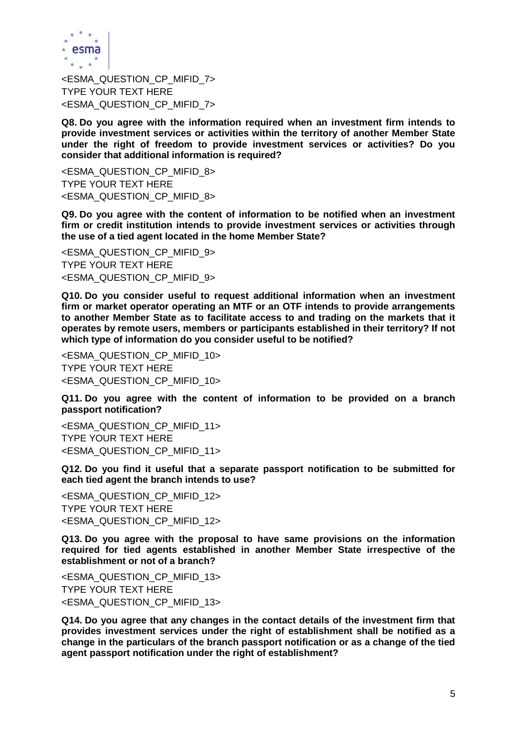<ESMA_QUESTION_CP_MIFID_7>
TYPE YOUR TEXT HERE
<ESMA_QUESTION_CP_MIFID_7>

**Q8. Do you agree with the information required when an investment firm intends to provide investment services or activities within the territory of another Member State under the right of freedom to provide investment services or activities? Do you consider that additional information is required?**

<ESMA_QUESTION_CP_MIFID_8>
TYPE YOUR TEXT HERE
<ESMA_QUESTION_CP_MIFID_8>

**Q9. Do you agree with the content of information to be notified when an investment firm or credit institution intends to provide investment services or activities through the use of a tied agent located in the home Member State?**

<ESMA_QUESTION_CP_MIFID_9>
TYPE YOUR TEXT HERE
<ESMA_QUESTION_CP_MIFID_9>

**Q10. Do you consider useful to request additional information when an investment firm or market operator operating an MTF or an OTF intends to provide arrangements to another Member State as to facilitate access to and trading on the markets that it operates by remote users, members or participants established in their territory? If not which type of information do you consider useful to be notified?**

<ESMA_QUESTION_CP_MIFID_10>
TYPE YOUR TEXT HERE
<ESMA_QUESTION_CP_MIFID_10>

**Q11. Do you agree with the content of information to be provided on a branch passport notification?**

<ESMA_QUESTION_CP_MIFID_11>
TYPE YOUR TEXT HERE
<ESMA_QUESTION_CP_MIFID_11>

**Q12. Do you find it useful that a separate passport notification to be submitted for each tied agent the branch intends to use?**

<ESMA_QUESTION_CP_MIFID_12>
TYPE YOUR TEXT HERE
<ESMA_QUESTION_CP_MIFID_12>

**Q13. Do you agree with the proposal to have same provisions on the information required for tied agents established in another Member State irrespective of the establishment or not of a branch?**

<ESMA_QUESTION_CP_MIFID_13>
TYPE YOUR TEXT HERE
<ESMA_QUESTION_CP_MIFID_13>

**Q14. Do you agree that any changes in the contact details of the investment firm that provides investment services under the right of establishment shall be notified as a change in the particulars of the branch passport notification or as a change of the tied agent passport notification under the right of establishment?**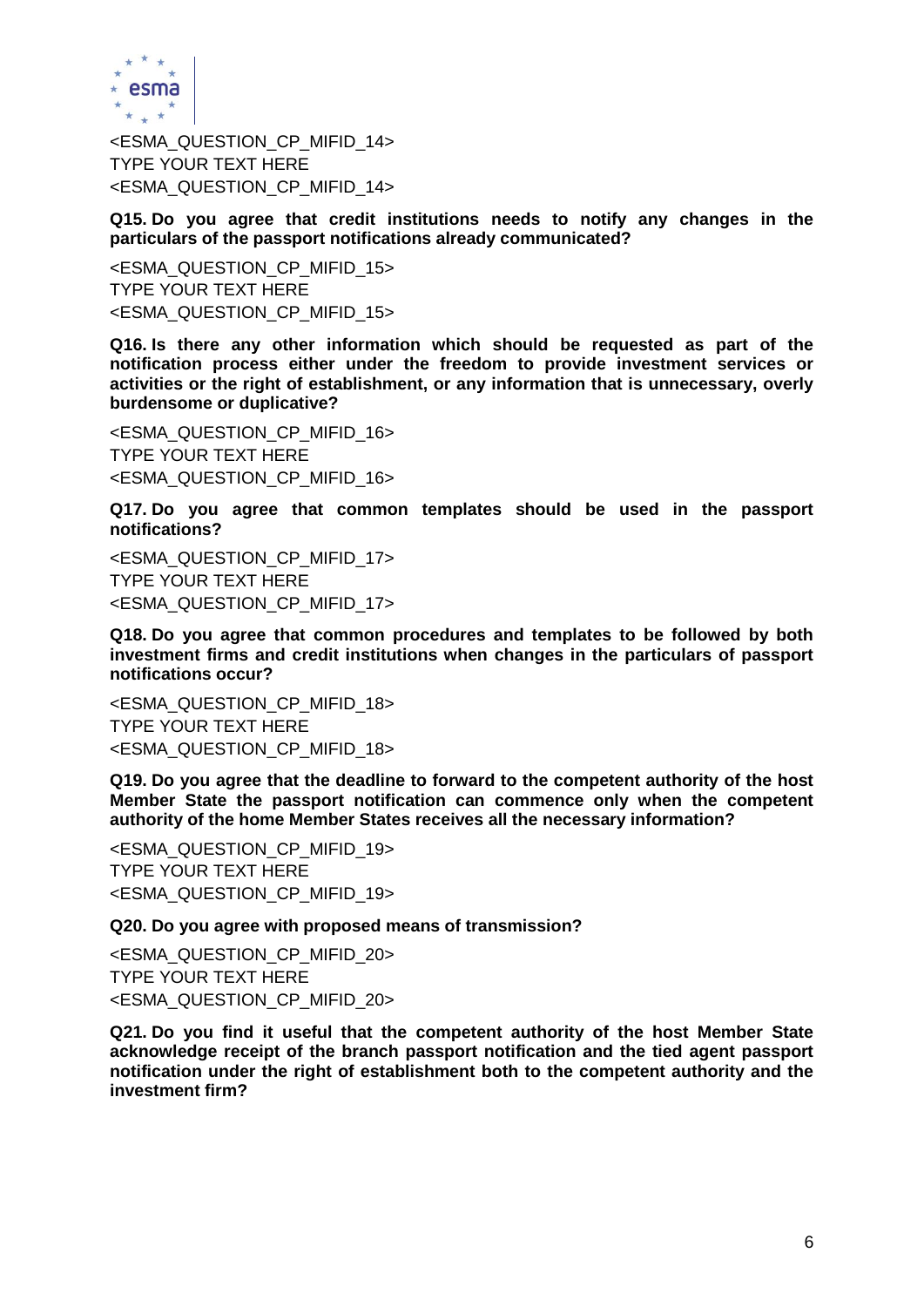<ESMA_QUESTION_CP_MIFID_14>
TYPE YOUR TEXT HERE
<ESMA_QUESTION_CP_MIFID_14>

**Q15. Do you agree that credit institutions needs to notify any changes in the particulars of the passport notifications already communicated?**

<ESMA_QUESTION_CP_MIFID_15>
TYPE YOUR TEXT HERE
<ESMA_QUESTION_CP_MIFID_15>

**Q16. Is there any other information which should be requested as part of the notification process either under the freedom to provide investment services or activities or the right of establishment, or any information that is unnecessary, overly burdensome or duplicative?**

<ESMA_QUESTION_CP_MIFID_16>
TYPE YOUR TEXT HERE
<ESMA_QUESTION_CP_MIFID_16>

**Q17. Do you agree that common templates should be used in the passport notifications?**

<ESMA_QUESTION_CP_MIFID_17>
TYPE YOUR TEXT HERE
<ESMA_QUESTION_CP_MIFID_17>

**Q18. Do you agree that common procedures and templates to be followed by both investment firms and credit institutions when changes in the particulars of passport notifications occur?**

<ESMA_QUESTION_CP_MIFID_18>
TYPE YOUR TEXT HERE
<ESMA_QUESTION_CP_MIFID_18>

**Q19. Do you agree that the deadline to forward to the competent authority of the host Member State the passport notification can commence only when the competent authority of the home Member States receives all the necessary information?**

<ESMA_QUESTION_CP_MIFID_19>
TYPE YOUR TEXT HERE
<ESMA_QUESTION_CP_MIFID_19>

**Q20. Do you agree with proposed means of transmission?**

<ESMA_QUESTION_CP_MIFID_20>
TYPE YOUR TEXT HERE
<ESMA_QUESTION_CP_MIFID_20>

**Q21. Do you find it useful that the competent authority of the host Member State acknowledge receipt of the branch passport notification and the tied agent passport notification under the right of establishment both to the competent authority and the investment firm?**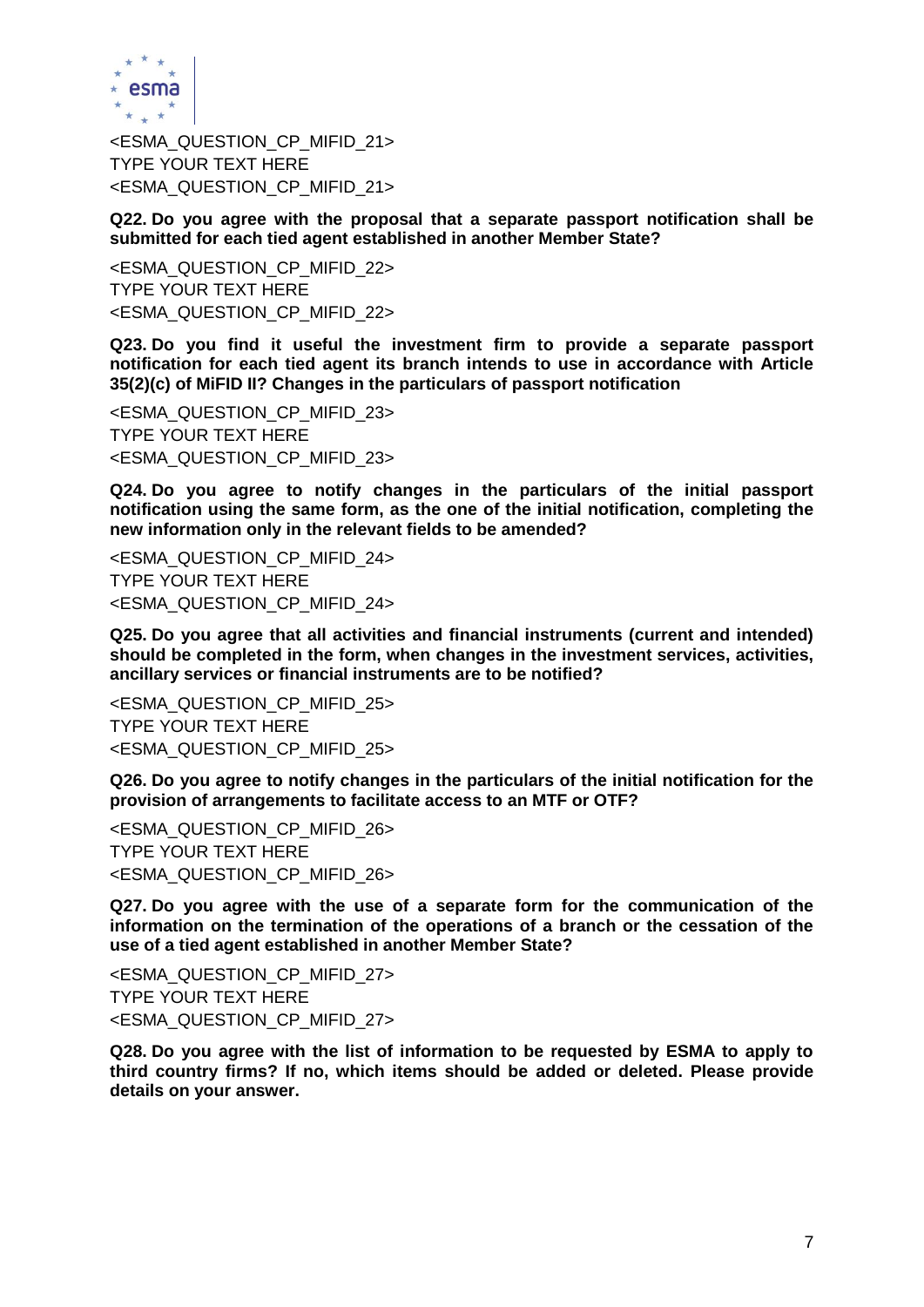<ESMA_QUESTION_CP_MIFID_21>
TYPE YOUR TEXT HERE
<ESMA_QUESTION_CP_MIFID_21>

**Q22. Do you agree with the proposal that a separate passport notification shall be submitted for each tied agent established in another Member State?**

<ESMA_QUESTION_CP_MIFID_22>
TYPE YOUR TEXT HERE
<ESMA_QUESTION_CP_MIFID_22>

**Q23. Do you find it useful the investment firm to provide a separate passport notification for each tied agent its branch intends to use in accordance with Article 35(2)(c) of MiFID II? Changes in the particulars of passport notification**

<ESMA_QUESTION_CP_MIFID_23>
TYPE YOUR TEXT HERE
<ESMA_QUESTION_CP_MIFID_23>

**Q24. Do you agree to notify changes in the particulars of the initial passport notification using the same form, as the one of the initial notification, completing the new information only in the relevant fields to be amended?**

<ESMA_QUESTION_CP_MIFID_24>
TYPE YOUR TEXT HERE
<ESMA_QUESTION_CP_MIFID_24>

**Q25. Do you agree that all activities and financial instruments (current and intended) should be completed in the form, when changes in the investment services, activities, ancillary services or financial instruments are to be notified?**

<ESMA_QUESTION_CP_MIFID_25>
TYPE YOUR TEXT HERE
<ESMA_QUESTION_CP_MIFID_25>

**Q26. Do you agree to notify changes in the particulars of the initial notification for the provision of arrangements to facilitate access to an MTF or OTF?**

<ESMA_QUESTION_CP_MIFID_26>
TYPE YOUR TEXT HERE
<ESMA_QUESTION_CP_MIFID_26>

**Q27. Do you agree with the use of a separate form for the communication of the information on the termination of the operations of a branch or the cessation of the use of a tied agent established in another Member State?**

<ESMA_QUESTION_CP_MIFID_27>
TYPE YOUR TEXT HERE
<ESMA_QUESTION_CP_MIFID_27>

**Q28. Do you agree with the list of information to be requested by ESMA to apply to third country firms? If no, which items should be added or deleted. Please provide details on your answer.**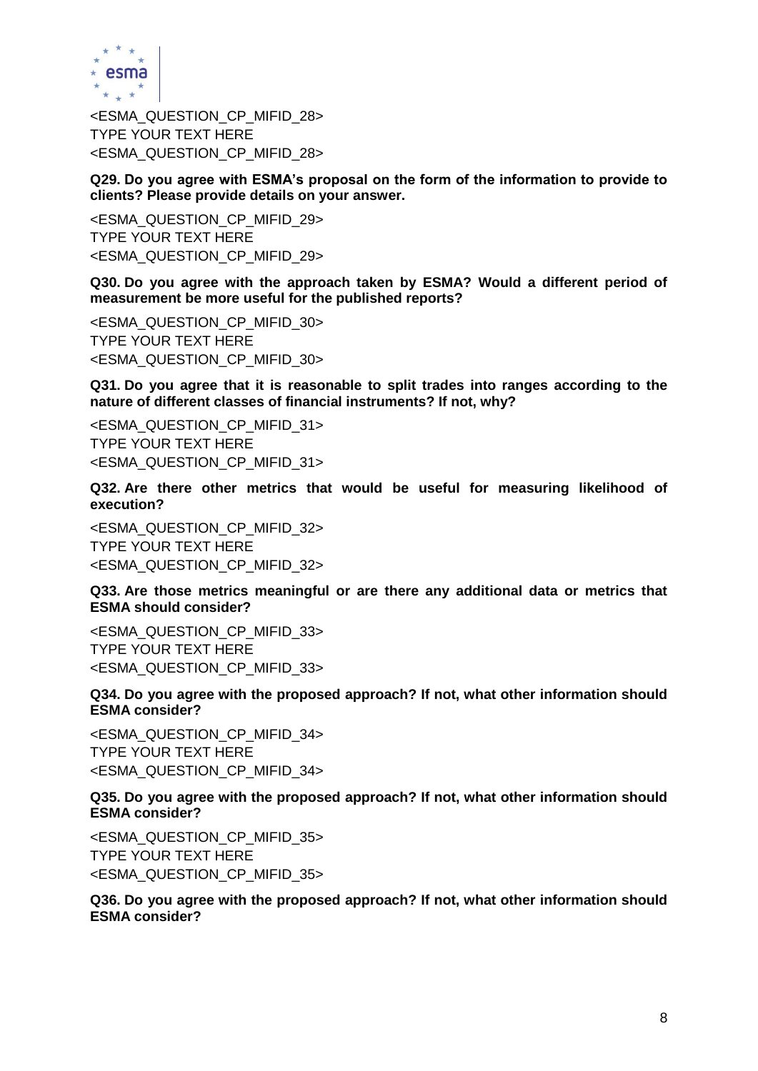<ESMA_QUESTION_CP_MIFID_28>
TYPE YOUR TEXT HERE
<ESMA_QUESTION_CP_MIFID_28>

**Q29. Do you agree with ESMA's proposal on the form of the information to provide to clients? Please provide details on your answer.**

<ESMA_QUESTION_CP_MIFID_29>
TYPE YOUR TEXT HERE
<ESMA_QUESTION_CP_MIFID_29>

**Q30. Do you agree with the approach taken by ESMA? Would a different period of measurement be more useful for the published reports?**

<ESMA_QUESTION_CP_MIFID_30>
TYPE YOUR TEXT HERE
<ESMA_QUESTION_CP_MIFID_30>

**Q31. Do you agree that it is reasonable to split trades into ranges according to the nature of different classes of financial instruments? If not, why?**

<ESMA_QUESTION_CP_MIFID_31>
TYPE YOUR TEXT HERE
<ESMA_QUESTION_CP_MIFID_31>

**Q32. Are there other metrics that would be useful for measuring likelihood of execution?**

<ESMA_QUESTION_CP_MIFID_32>
TYPE YOUR TEXT HERE
<ESMA_QUESTION_CP_MIFID_32>

**Q33. Are those metrics meaningful or are there any additional data or metrics that ESMA should consider?**

<ESMA_QUESTION_CP_MIFID_33>
TYPE YOUR TEXT HERE
<ESMA_QUESTION_CP_MIFID_33>

**Q34. Do you agree with the proposed approach? If not, what other information should ESMA consider?**

<ESMA_QUESTION_CP_MIFID_34>
TYPE YOUR TEXT HERE
<ESMA_QUESTION_CP_MIFID_34>

**Q35. Do you agree with the proposed approach? If not, what other information should ESMA consider?**

<ESMA_QUESTION_CP_MIFID_35>
TYPE YOUR TEXT HERE
<ESMA_QUESTION_CP_MIFID_35>

**Q36. Do you agree with the proposed approach? If not, what other information should ESMA consider?**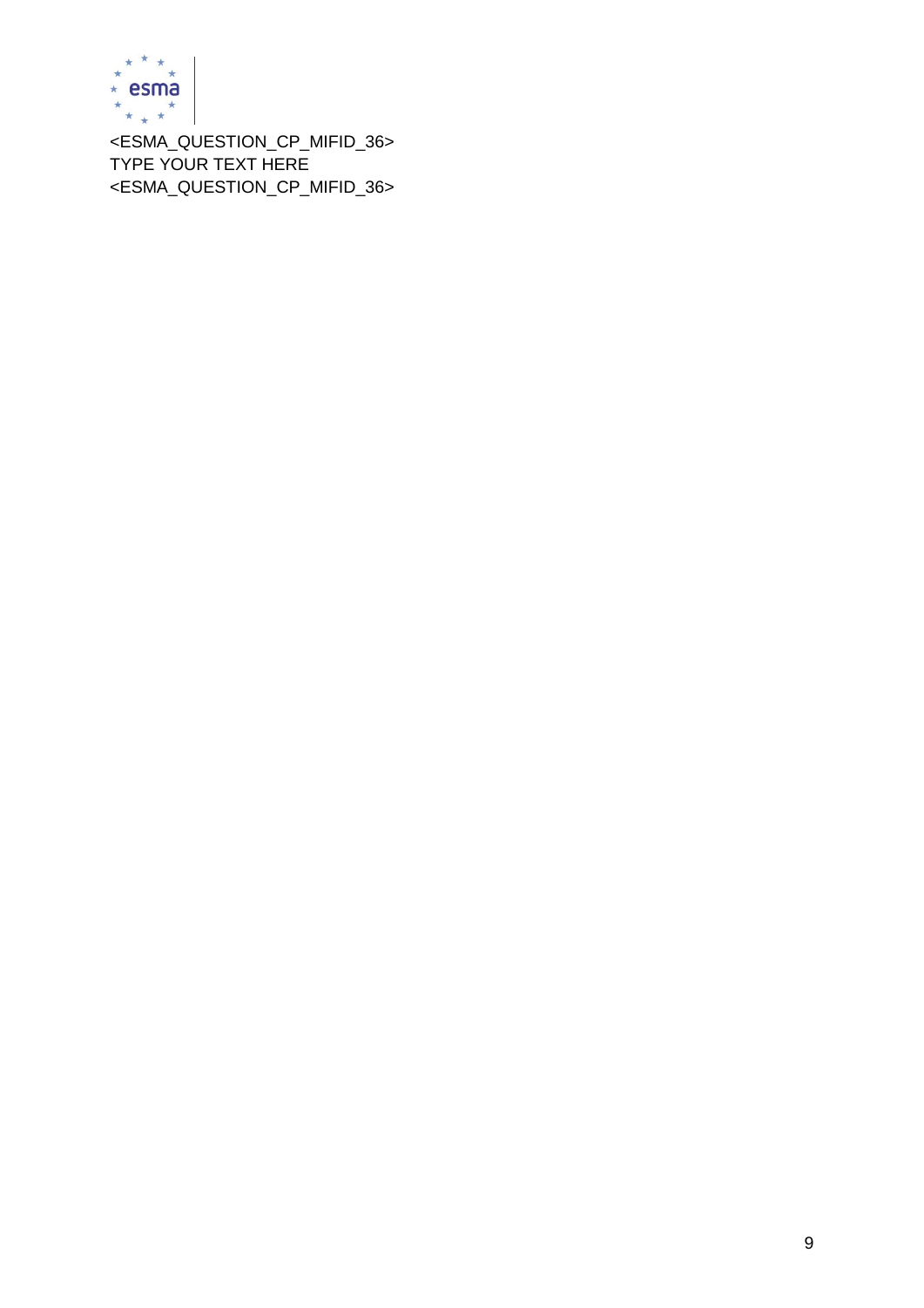<ESMA_QUESTION_CP_MIFID_36>
TYPE YOUR TEXT HERE
<ESMA_QUESTION_CP_MIFID_36>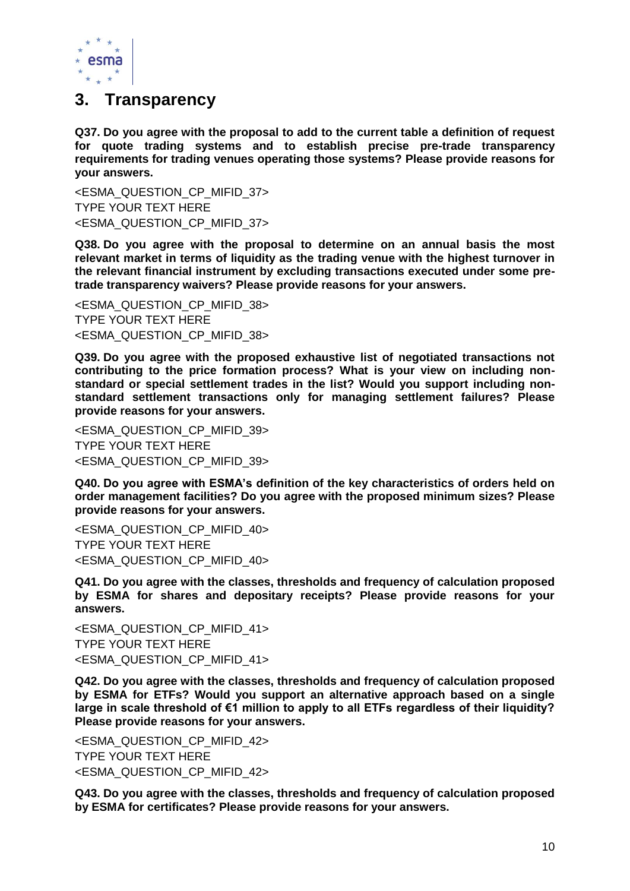# 3. Transparency

**Q37. Do you agree with the proposal to add to the current table a definition of request for quote trading systems and to establish precise pre-trade transparency requirements for trading venues operating those systems? Please provide reasons for your answers.**

<ESMA_QUESTION_CP_MIFID_37>
TYPE YOUR TEXT HERE
<ESMA_QUESTION_CP_MIFID_37>

**Q38. Do you agree with the proposal to determine on an annual basis the most relevant market in terms of liquidity as the trading venue with the highest turnover in the relevant financial instrument by excluding transactions executed under some pre-trade transparency waivers? Please provide reasons for your answers.**

<ESMA_QUESTION_CP_MIFID_38>
TYPE YOUR TEXT HERE
<ESMA_QUESTION_CP_MIFID_38>

**Q39. Do you agree with the proposed exhaustive list of negotiated transactions not contributing to the price formation process? What is your view on including non-standard or special settlement trades in the list? Would you support including non-standard settlement transactions only for managing settlement failures? Please provide reasons for your answers.**

<ESMA_QUESTION_CP_MIFID_39>
TYPE YOUR TEXT HERE
<ESMA_QUESTION_CP_MIFID_39>

**Q40. Do you agree with ESMA's definition of the key characteristics of orders held on order management facilities? Do you agree with the proposed minimum sizes? Please provide reasons for your answers.**

<ESMA_QUESTION_CP_MIFID_40>
TYPE YOUR TEXT HERE
<ESMA_QUESTION_CP_MIFID_40>

**Q41. Do you agree with the classes, thresholds and frequency of calculation proposed by ESMA for shares and depositary receipts? Please provide reasons for your answers.**

<ESMA_QUESTION_CP_MIFID_41>
TYPE YOUR TEXT HERE
<ESMA_QUESTION_CP_MIFID_41>

**Q42. Do you agree with the classes, thresholds and frequency of calculation proposed by ESMA for ETFs? Would you support an alternative approach based on a single large in scale threshold of €1 million to apply to all ETFs regardless of their liquidity? Please provide reasons for your answers.**

<ESMA_QUESTION_CP_MIFID_42>
TYPE YOUR TEXT HERE
<ESMA_QUESTION_CP_MIFID_42>

**Q43. Do you agree with the classes, thresholds and frequency of calculation proposed by ESMA for certificates? Please provide reasons for your answers.**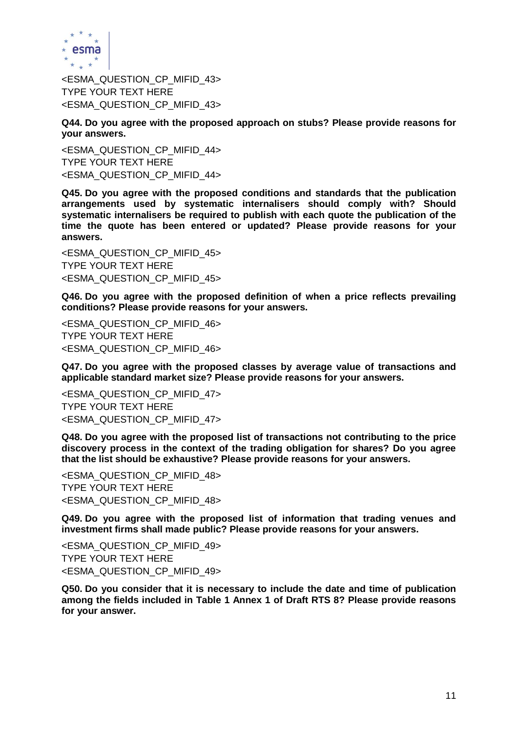<ESMA_QUESTION_CP_MIFID_43>
TYPE YOUR TEXT HERE
<ESMA_QUESTION_CP_MIFID_43>

**Q44. Do you agree with the proposed approach on stubs? Please provide reasons for your answers.**

<ESMA_QUESTION_CP_MIFID_44>
TYPE YOUR TEXT HERE
<ESMA_QUESTION_CP_MIFID_44>

**Q45. Do you agree with the proposed conditions and standards that the publication arrangements used by systematic internalisers should comply with? Should systematic internalisers be required to publish with each quote the publication of the time the quote has been entered or updated? Please provide reasons for your answers.**

<ESMA_QUESTION_CP_MIFID_45>
TYPE YOUR TEXT HERE
<ESMA_QUESTION_CP_MIFID_45>

**Q46. Do you agree with the proposed definition of when a price reflects prevailing conditions? Please provide reasons for your answers.**

<ESMA_QUESTION_CP_MIFID_46>
TYPE YOUR TEXT HERE
<ESMA_QUESTION_CP_MIFID_46>

**Q47. Do you agree with the proposed classes by average value of transactions and applicable standard market size? Please provide reasons for your answers.**

<ESMA_QUESTION_CP_MIFID_47>
TYPE YOUR TEXT HERE
<ESMA_QUESTION_CP_MIFID_47>

**Q48. Do you agree with the proposed list of transactions not contributing to the price discovery process in the context of the trading obligation for shares? Do you agree that the list should be exhaustive? Please provide reasons for your answers.**

<ESMA_QUESTION_CP_MIFID_48>
TYPE YOUR TEXT HERE
<ESMA_QUESTION_CP_MIFID_48>

**Q49. Do you agree with the proposed list of information that trading venues and investment firms shall made public? Please provide reasons for your answers.**

<ESMA_QUESTION_CP_MIFID_49>
TYPE YOUR TEXT HERE
<ESMA_QUESTION_CP_MIFID_49>

**Q50. Do you consider that it is necessary to include the date and time of publication among the fields included in Table 1 Annex 1 of Draft RTS 8? Please provide reasons for your answer.**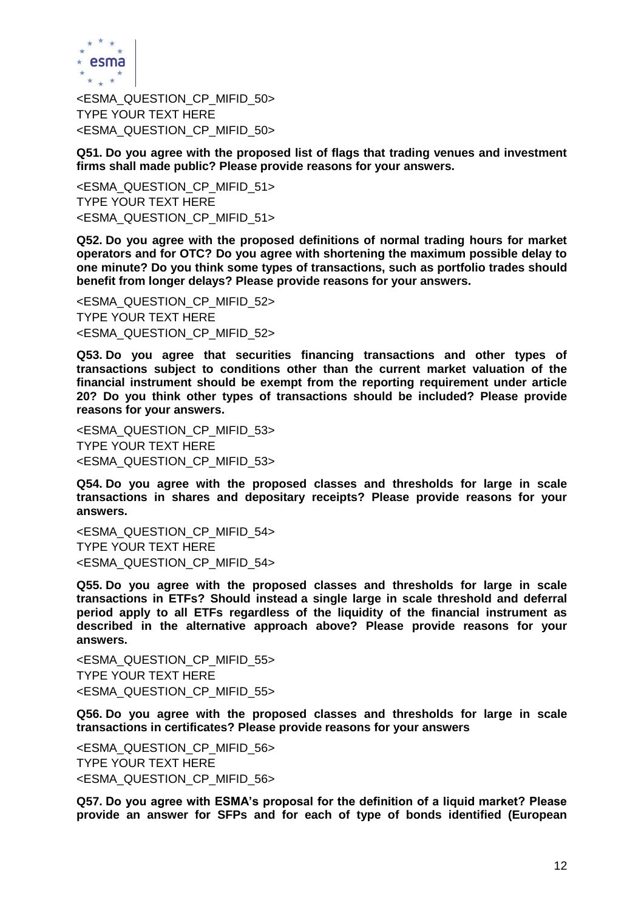<ESMA_QUESTION_CP_MIFID_50>
TYPE YOUR TEXT HERE
<ESMA_QUESTION_CP_MIFID_50>

**Q51. Do you agree with the proposed list of flags that trading venues and investment firms shall made public? Please provide reasons for your answers.**

<ESMA_QUESTION_CP_MIFID_51>
TYPE YOUR TEXT HERE
<ESMA_QUESTION_CP_MIFID_51>

**Q52. Do you agree with the proposed definitions of normal trading hours for market operators and for OTC? Do you agree with shortening the maximum possible delay to one minute? Do you think some types of transactions, such as portfolio trades should benefit from longer delays? Please provide reasons for your answers.**

<ESMA_QUESTION_CP_MIFID_52>
TYPE YOUR TEXT HERE
<ESMA_QUESTION_CP_MIFID_52>

**Q53. Do you agree that securities financing transactions and other types of transactions subject to conditions other than the current market valuation of the financial instrument should be exempt from the reporting requirement under article 20? Do you think other types of transactions should be included? Please provide reasons for your answers.**

<ESMA_QUESTION_CP_MIFID_53>
TYPE YOUR TEXT HERE
<ESMA_QUESTION_CP_MIFID_53>

**Q54. Do you agree with the proposed classes and thresholds for large in scale transactions in shares and depositary receipts? Please provide reasons for your answers.**

<ESMA_QUESTION_CP_MIFID_54>
TYPE YOUR TEXT HERE
<ESMA_QUESTION_CP_MIFID_54>

**Q55. Do you agree with the proposed classes and thresholds for large in scale transactions in ETFs? Should instead a single large in scale threshold and deferral period apply to all ETFs regardless of the liquidity of the financial instrument as described in the alternative approach above? Please provide reasons for your answers.**

<ESMA_QUESTION_CP_MIFID_55>
TYPE YOUR TEXT HERE
<ESMA_QUESTION_CP_MIFID_55>

**Q56. Do you agree with the proposed classes and thresholds for large in scale transactions in certificates? Please provide reasons for your answers**

<ESMA_QUESTION_CP_MIFID_56>
TYPE YOUR TEXT HERE
<ESMA_QUESTION_CP_MIFID_56>

**Q57. Do you agree with ESMA's proposal for the definition of a liquid market? Please provide an answer for SFPs and for each of type of bonds identified (European**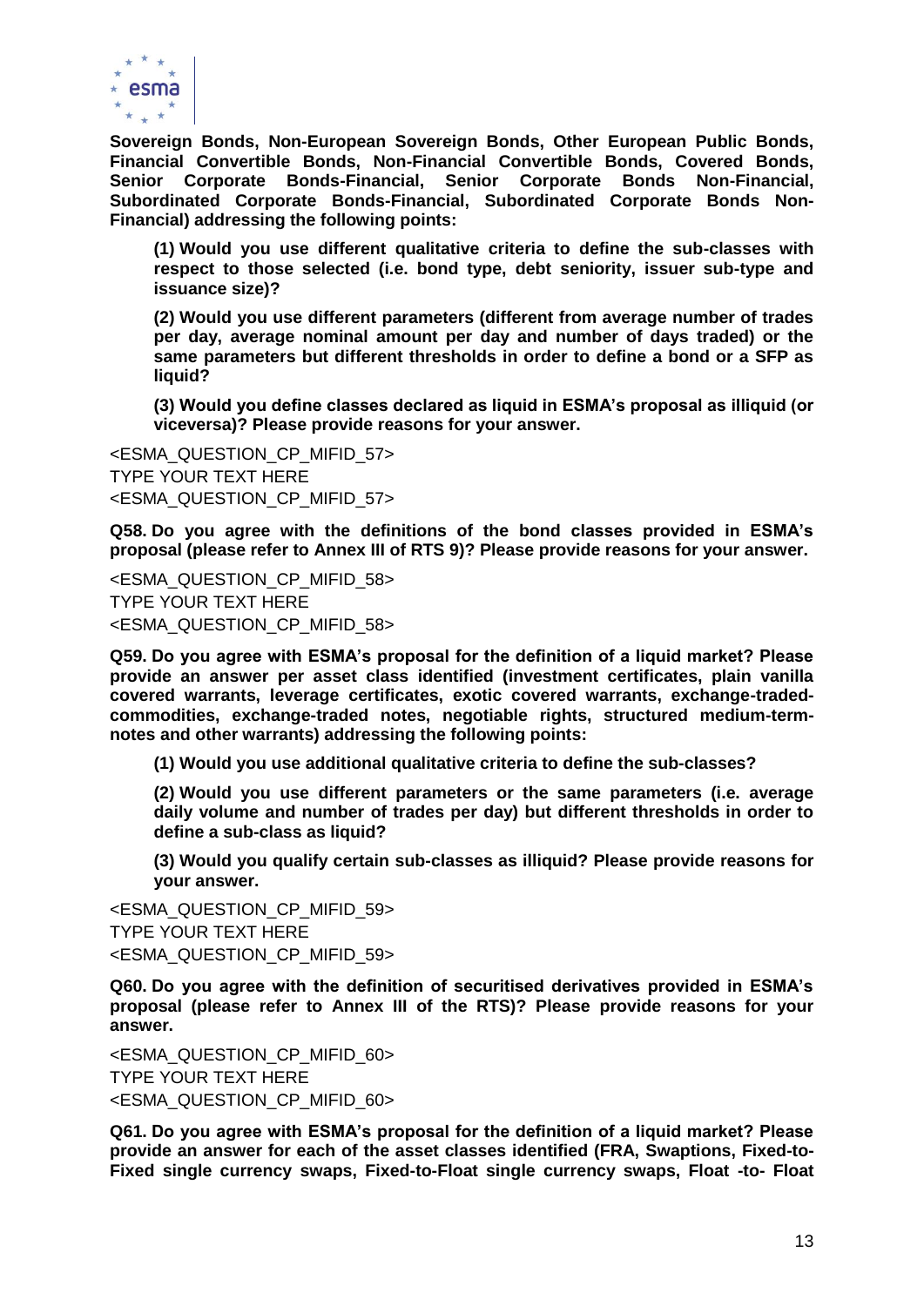**Sovereign Bonds, Non-European Sovereign Bonds, Other European Public Bonds, Financial Convertible Bonds, Non-Financial Convertible Bonds, Covered Bonds, Senior Corporate Bonds-Financial, Senior Corporate Bonds Non-Financial, Subordinated Corporate Bonds-Financial, Subordinated Corporate Bonds Non-Financial) addressing the following points:**

> **(1) Would you use different qualitative criteria to define the sub-classes with respect to those selected (i.e. bond type, debt seniority, issuer sub-type and issuance size)?**
>
> **(2) Would you use different parameters (different from average number of trades per day, average nominal amount per day and number of days traded) or the same parameters but different thresholds in order to define a bond or a SFP as liquid?**
>
> **(3) Would you define classes declared as liquid in ESMA's proposal as illiquid (or viceversa)? Please provide reasons for your answer.**

<ESMA_QUESTION_CP_MIFID_57>
TYPE YOUR TEXT HERE
<ESMA_QUESTION_CP_MIFID_57>

**Q58. Do you agree with the definitions of the bond classes provided in ESMA's proposal (please refer to Annex III of RTS 9)? Please provide reasons for your answer.**

<ESMA_QUESTION_CP_MIFID_58>
TYPE YOUR TEXT HERE
<ESMA_QUESTION_CP_MIFID_58>

**Q59. Do you agree with ESMA's proposal for the definition of a liquid market? Please provide an answer per asset class identified (investment certificates, plain vanilla covered warrants, leverage certificates, exotic covered warrants, exchange-traded-commodities, exchange-traded notes, negotiable rights, structured medium-term-notes and other warrants) addressing the following points:**

> **(1) Would you use additional qualitative criteria to define the sub-classes?**
>
> **(2) Would you use different parameters or the same parameters (i.e. average daily volume and number of trades per day) but different thresholds in order to define a sub-class as liquid?**
>
> **(3) Would you qualify certain sub-classes as illiquid? Please provide reasons for your answer.**

<ESMA_QUESTION_CP_MIFID_59>
TYPE YOUR TEXT HERE
<ESMA_QUESTION_CP_MIFID_59>

**Q60. Do you agree with the definition of securitised derivatives provided in ESMA's proposal (please refer to Annex III of the RTS)? Please provide reasons for your answer.**

<ESMA_QUESTION_CP_MIFID_60>
TYPE YOUR TEXT HERE
<ESMA_QUESTION_CP_MIFID_60>

**Q61. Do you agree with ESMA's proposal for the definition of a liquid market? Please provide an answer for each of the asset classes identified (FRA, Swaptions, Fixed-to-Fixed single currency swaps, Fixed-to-Float single currency swaps, Float -to- Float**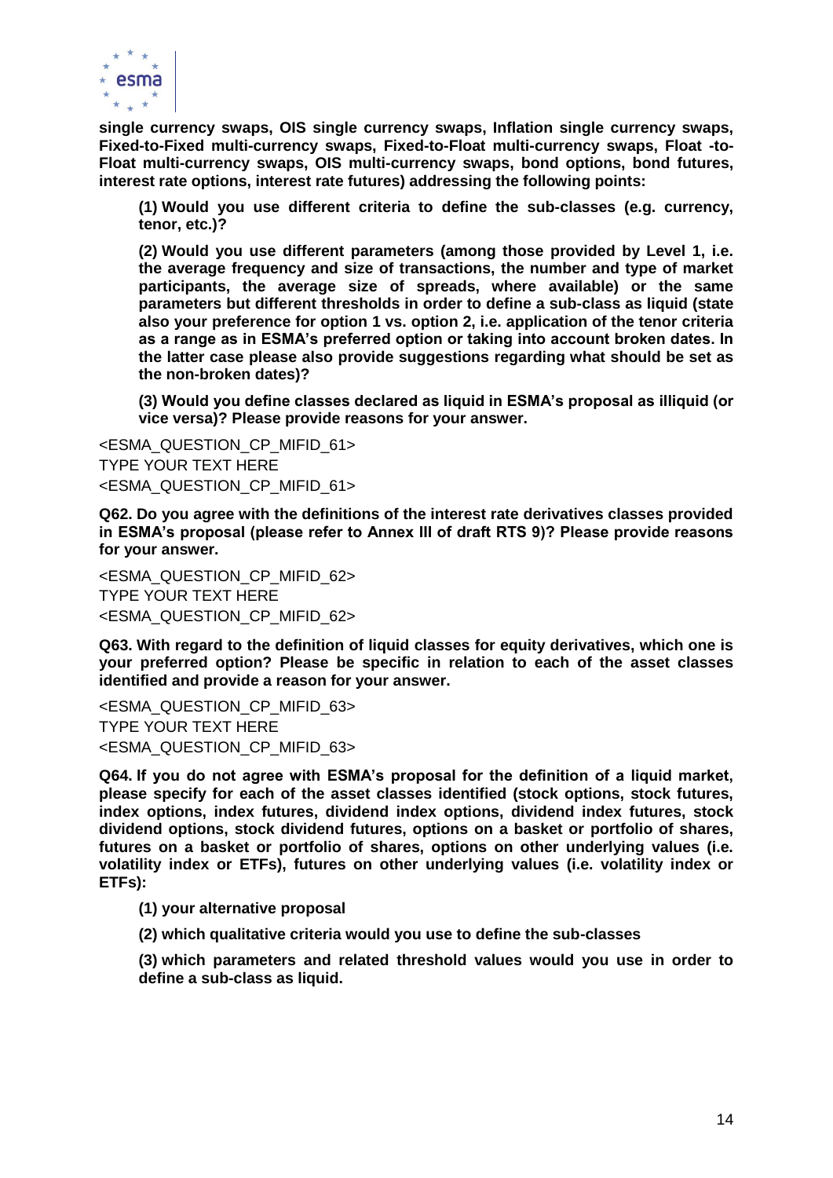**single currency swaps, OIS single currency swaps, Inflation single currency swaps, Fixed-to-Fixed multi-currency swaps, Fixed-to-Float multi-currency swaps, Float -to-Float multi-currency swaps, OIS multi-currency swaps, bond options, bond futures, interest rate options, interest rate futures) addressing the following points:**

> **(1) Would you use different criteria to define the sub-classes (e.g. currency, tenor, etc.)?**
>
> **(2) Would you use different parameters (among those provided by Level 1, i.e. the average frequency and size of transactions, the number and type of market participants, the average size of spreads, where available) or the same parameters but different thresholds in order to define a sub-class as liquid (state also your preference for option 1 vs. option 2, i.e. application of the tenor criteria as a range as in ESMA's preferred option or taking into account broken dates. In the latter case please also provide suggestions regarding what should be set as the non-broken dates)?**
>
> **(3) Would you define classes declared as liquid in ESMA's proposal as illiquid (or vice versa)? Please provide reasons for your answer.**

<ESMA_QUESTION_CP_MIFID_61>
TYPE YOUR TEXT HERE
<ESMA_QUESTION_CP_MIFID_61>

**Q62. Do you agree with the definitions of the interest rate derivatives classes provided in ESMA's proposal (please refer to Annex III of draft RTS 9)? Please provide reasons for your answer.**

<ESMA_QUESTION_CP_MIFID_62>
TYPE YOUR TEXT HERE
<ESMA_QUESTION_CP_MIFID_62>

**Q63. With regard to the definition of liquid classes for equity derivatives, which one is your preferred option? Please be specific in relation to each of the asset classes identified and provide a reason for your answer.**

<ESMA_QUESTION_CP_MIFID_63>
TYPE YOUR TEXT HERE
<ESMA_QUESTION_CP_MIFID_63>

**Q64. If you do not agree with ESMA's proposal for the definition of a liquid market, please specify for each of the asset classes identified (stock options, stock futures, index options, index futures, dividend index options, dividend index futures, stock dividend options, stock dividend futures, options on a basket or portfolio of shares, futures on a basket or portfolio of shares, options on other underlying values (i.e. volatility index or ETFs), futures on other underlying values (i.e. volatility index or ETFs):**

> **(1) your alternative proposal**
>
> **(2) which qualitative criteria would you use to define the sub-classes**
>
> **(3) which parameters and related threshold values would you use in order to define a sub-class as liquid.**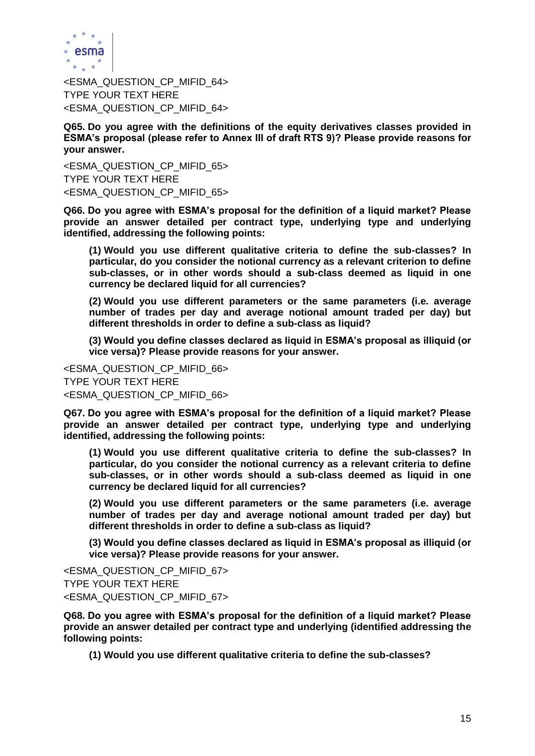<ESMA_QUESTION_CP_MIFID_64>
TYPE YOUR TEXT HERE
<ESMA_QUESTION_CP_MIFID_64>

**Q65. Do you agree with the definitions of the equity derivatives classes provided in ESMA's proposal (please refer to Annex III of draft RTS 9)? Please provide reasons for your answer.**

<ESMA_QUESTION_CP_MIFID_65>
TYPE YOUR TEXT HERE
<ESMA_QUESTION_CP_MIFID_65>

**Q66. Do you agree with ESMA's proposal for the definition of a liquid market? Please provide an answer detailed per contract type, underlying type and underlying identified, addressing the following points:**

**(1) Would you use different qualitative criteria to define the sub-classes? In particular, do you consider the notional currency as a relevant criterion to define sub-classes, or in other words should a sub-class deemed as liquid in one currency be declared liquid for all currencies?**

**(2) Would you use different parameters or the same parameters (i.e. average number of trades per day and average notional amount traded per day) but different thresholds in order to define a sub-class as liquid?**

**(3) Would you define classes declared as liquid in ESMA's proposal as illiquid (or vice versa)? Please provide reasons for your answer.**

<ESMA_QUESTION_CP_MIFID_66>
TYPE YOUR TEXT HERE
<ESMA_QUESTION_CP_MIFID_66>

**Q67. Do you agree with ESMA's proposal for the definition of a liquid market? Please provide an answer detailed per contract type, underlying type and underlying identified, addressing the following points:**

**(1) Would you use different qualitative criteria to define the sub-classes? In particular, do you consider the notional currency as a relevant criteria to define sub-classes, or in other words should a sub-class deemed as liquid in one currency be declared liquid for all currencies?**

**(2) Would you use different parameters or the same parameters (i.e. average number of trades per day and average notional amount traded per day) but different thresholds in order to define a sub-class as liquid?**

**(3) Would you define classes declared as liquid in ESMA's proposal as illiquid (or vice versa)? Please provide reasons for your answer.**

<ESMA_QUESTION_CP_MIFID_67>
TYPE YOUR TEXT HERE
<ESMA_QUESTION_CP_MIFID_67>

**Q68. Do you agree with ESMA's proposal for the definition of a liquid market? Please provide an answer detailed per contract type and underlying (identified addressing the following points:**

**(1) Would you use different qualitative criteria to define the sub-classes?**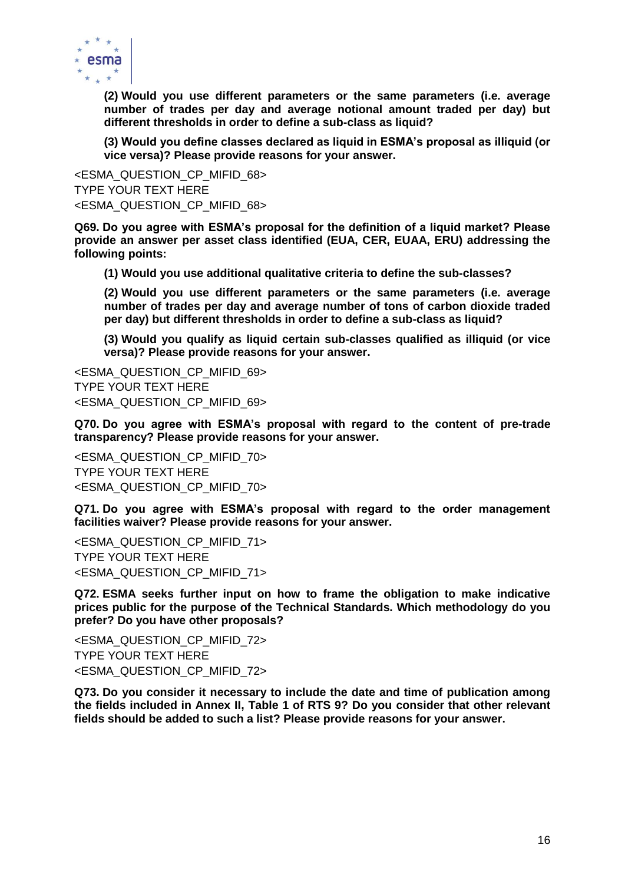**(2) Would you use different parameters or the same parameters (i.e. average number of trades per day and average notional amount traded per day) but different thresholds in order to define a sub-class as liquid?**

**(3) Would you define classes declared as liquid in ESMA's proposal as illiquid (or vice versa)? Please provide reasons for your answer.**

<ESMA_QUESTION_CP_MIFID_68>
TYPE YOUR TEXT HERE
<ESMA_QUESTION_CP_MIFID_68>

**Q69. Do you agree with ESMA's proposal for the definition of a liquid market? Please provide an answer per asset class identified (EUA, CER, EUAA, ERU) addressing the following points:**

**(1) Would you use additional qualitative criteria to define the sub-classes?**

**(2) Would you use different parameters or the same parameters (i.e. average number of trades per day and average number of tons of carbon dioxide traded per day) but different thresholds in order to define a sub-class as liquid?**

**(3) Would you qualify as liquid certain sub-classes qualified as illiquid (or vice versa)? Please provide reasons for your answer.**

<ESMA_QUESTION_CP_MIFID_69>
TYPE YOUR TEXT HERE
<ESMA_QUESTION_CP_MIFID_69>

**Q70. Do you agree with ESMA's proposal with regard to the content of pre-trade transparency? Please provide reasons for your answer.**

<ESMA_QUESTION_CP_MIFID_70>
TYPE YOUR TEXT HERE
<ESMA_QUESTION_CP_MIFID_70>

**Q71. Do you agree with ESMA's proposal with regard to the order management facilities waiver? Please provide reasons for your answer.**

<ESMA_QUESTION_CP_MIFID_71>
TYPE YOUR TEXT HERE
<ESMA_QUESTION_CP_MIFID_71>

**Q72. ESMA seeks further input on how to frame the obligation to make indicative prices public for the purpose of the Technical Standards. Which methodology do you prefer? Do you have other proposals?**

<ESMA_QUESTION_CP_MIFID_72>
TYPE YOUR TEXT HERE
<ESMA_QUESTION_CP_MIFID_72>

**Q73. Do you consider it necessary to include the date and time of publication among the fields included in Annex II, Table 1 of RTS 9? Do you consider that other relevant fields should be added to such a list? Please provide reasons for your answer.**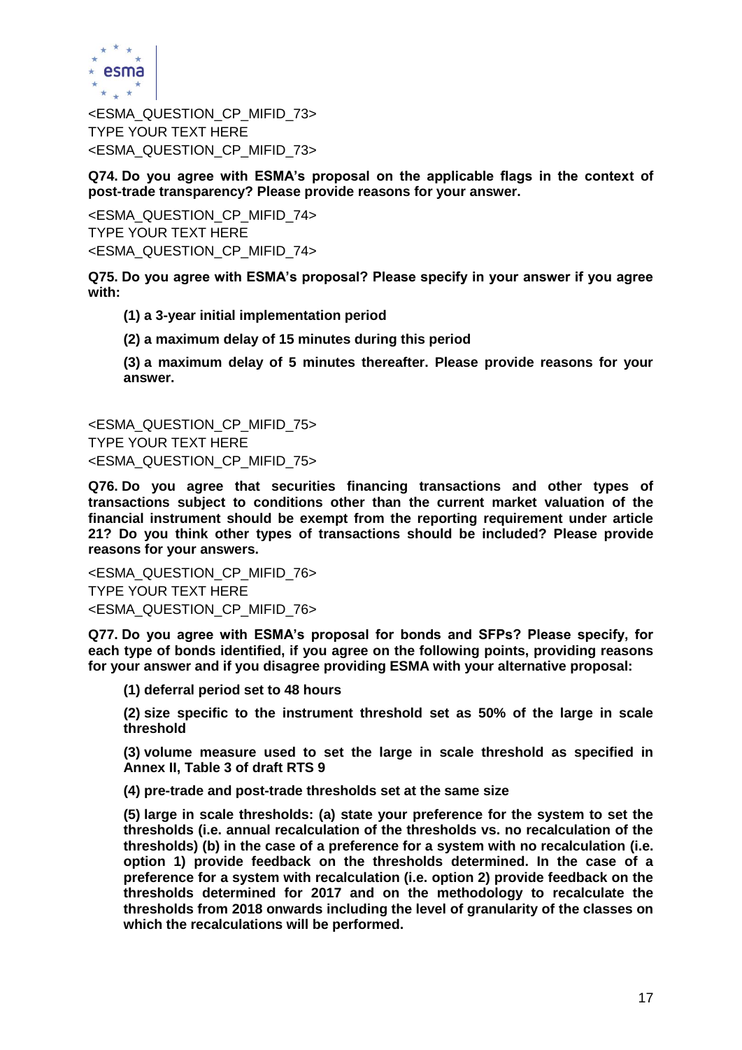<ESMA_QUESTION_CP_MIFID_73>
TYPE YOUR TEXT HERE
<ESMA_QUESTION_CP_MIFID_73>

**Q74. Do you agree with ESMA's proposal on the applicable flags in the context of post-trade transparency? Please provide reasons for your answer.**

<ESMA_QUESTION_CP_MIFID_74>
TYPE YOUR TEXT HERE
<ESMA_QUESTION_CP_MIFID_74>

**Q75. Do you agree with ESMA's proposal? Please specify in your answer if you agree with:**

> **(1) a 3-year initial implementation period**
>
> **(2) a maximum delay of 15 minutes during this period**
>
> **(3) a maximum delay of 5 minutes thereafter. Please provide reasons for your answer.**

<ESMA_QUESTION_CP_MIFID_75>
TYPE YOUR TEXT HERE
<ESMA_QUESTION_CP_MIFID_75>

**Q76. Do you agree that securities financing transactions and other types of transactions subject to conditions other than the current market valuation of the financial instrument should be exempt from the reporting requirement under article 21? Do you think other types of transactions should be included? Please provide reasons for your answers.**

<ESMA_QUESTION_CP_MIFID_76>
TYPE YOUR TEXT HERE
<ESMA_QUESTION_CP_MIFID_76>

**Q77. Do you agree with ESMA's proposal for bonds and SFPs? Please specify, for each type of bonds identified, if you agree on the following points, providing reasons for your answer and if you disagree providing ESMA with your alternative proposal:**

> **(1) deferral period set to 48 hours**
>
> **(2) size specific to the instrument threshold set as 50% of the large in scale threshold**
>
> **(3) volume measure used to set the large in scale threshold as specified in Annex II, Table 3 of draft RTS 9**
>
> **(4) pre-trade and post-trade thresholds set at the same size**
>
> **(5) large in scale thresholds: (a) state your preference for the system to set the thresholds (i.e. annual recalculation of the thresholds vs. no recalculation of the thresholds) (b) in the case of a preference for a system with no recalculation (i.e. option 1) provide feedback on the thresholds determined. In the case of a preference for a system with recalculation (i.e. option 2) provide feedback on the thresholds determined for 2017 and on the methodology to recalculate the thresholds from 2018 onwards including the level of granularity of the classes on which the recalculations will be performed.**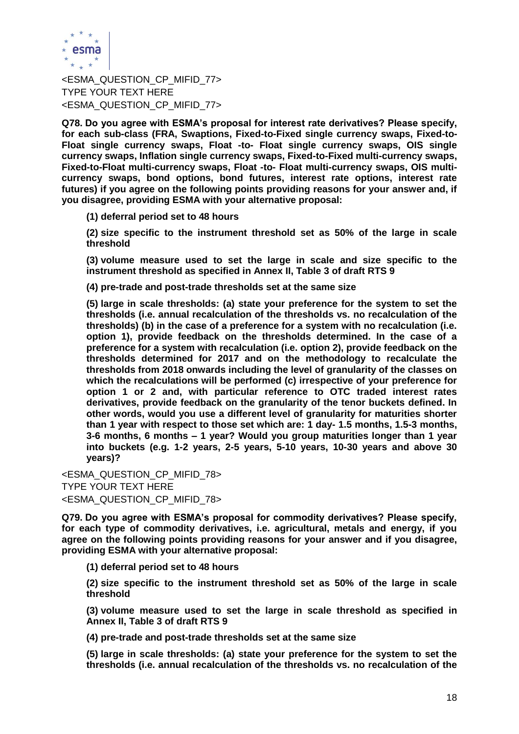<ESMA_QUESTION_CP_MIFID_77>
TYPE YOUR TEXT HERE
<ESMA_QUESTION_CP_MIFID_77>

**Q78. Do you agree with ESMA's proposal for interest rate derivatives? Please specify, for each sub-class (FRA, Swaptions, Fixed-to-Fixed single currency swaps, Fixed-to-Float single currency swaps, Float -to- Float single currency swaps, OIS single currency swaps, Inflation single currency swaps, Fixed-to-Fixed multi-currency swaps, Fixed-to-Float multi-currency swaps, Float -to- Float multi-currency swaps, OIS multi-currency swaps, bond options, bond futures, interest rate options, interest rate futures) if you agree on the following points providing reasons for your answer and, if you disagree, providing ESMA with your alternative proposal:**

**(1) deferral period set to 48 hours**

**(2) size specific to the instrument threshold set as 50% of the large in scale threshold**

**(3) volume measure used to set the large in scale and size specific to the instrument threshold as specified in Annex II, Table 3 of draft RTS 9**

**(4) pre-trade and post-trade thresholds set at the same size**

**(5) large in scale thresholds: (a) state your preference for the system to set the thresholds (i.e. annual recalculation of the thresholds vs. no recalculation of the thresholds) (b) in the case of a preference for a system with no recalculation (i.e. option 1), provide feedback on the thresholds determined. In the case of a preference for a system with recalculation (i.e. option 2), provide feedback on the thresholds determined for 2017 and on the methodology to recalculate the thresholds from 2018 onwards including the level of granularity of the classes on which the recalculations will be performed (c) irrespective of your preference for option 1 or 2 and, with particular reference to OTC traded interest rates derivatives, provide feedback on the granularity of the tenor buckets defined. In other words, would you use a different level of granularity for maturities shorter than 1 year with respect to those set which are: 1 day- 1.5 months, 1.5-3 months, 3-6 months, 6 months – 1 year? Would you group maturities longer than 1 year into buckets (e.g. 1-2 years, 2-5 years, 5-10 years, 10-30 years and above 30 years)?**

<ESMA_QUESTION_CP_MIFID_78>
TYPE YOUR TEXT HERE
<ESMA_QUESTION_CP_MIFID_78>

**Q79. Do you agree with ESMA's proposal for commodity derivatives? Please specify, for each type of commodity derivatives, i.e. agricultural, metals and energy, if you agree on the following points providing reasons for your answer and if you disagree, providing ESMA with your alternative proposal:**

**(1) deferral period set to 48 hours**

**(2) size specific to the instrument threshold set as 50% of the large in scale threshold**

**(3) volume measure used to set the large in scale threshold as specified in Annex II, Table 3 of draft RTS 9**

**(4) pre-trade and post-trade thresholds set at the same size**

**(5) large in scale thresholds: (a) state your preference for the system to set the thresholds (i.e. annual recalculation of the thresholds vs. no recalculation of the**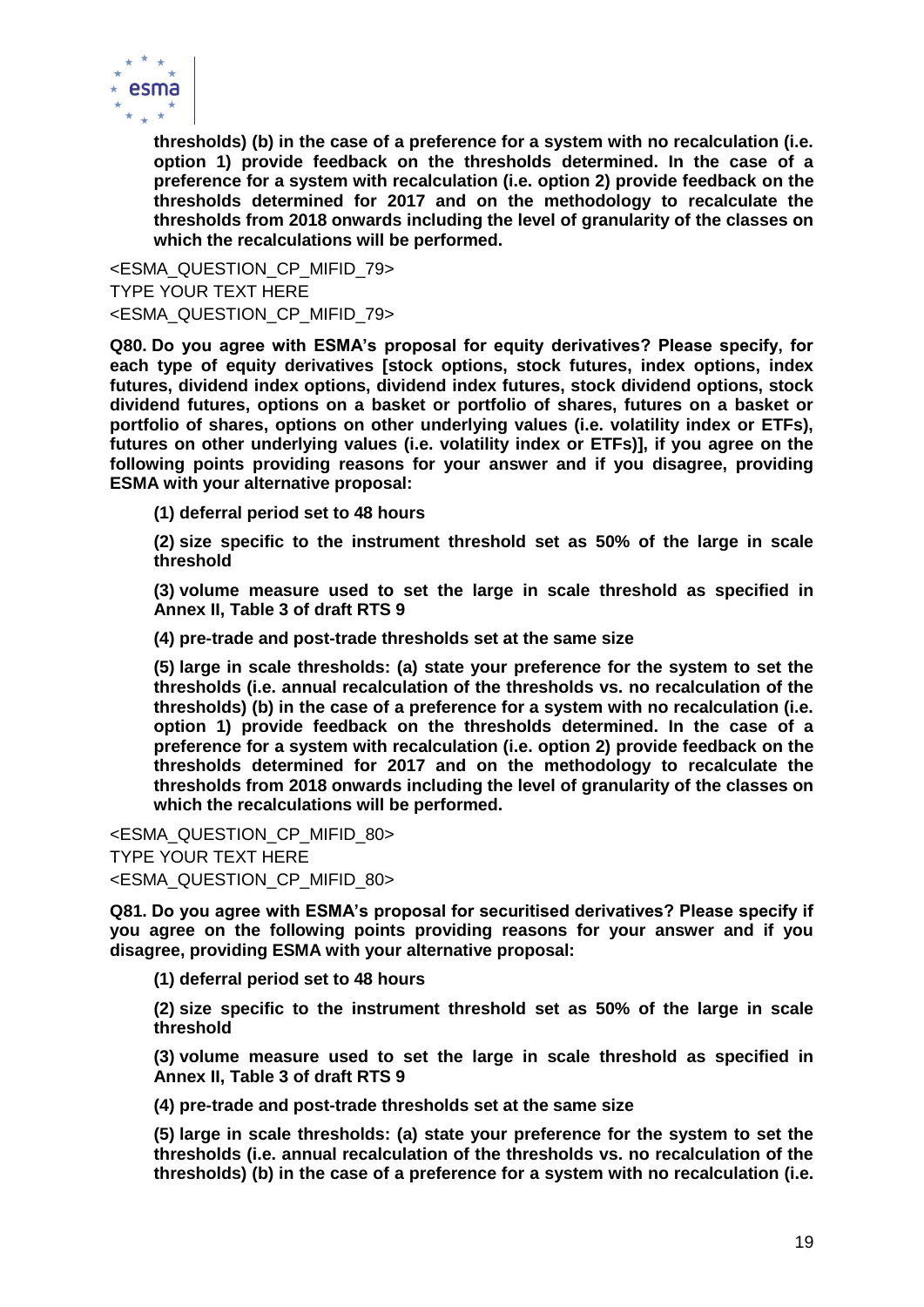**thresholds) (b) in the case of a preference for a system with no recalculation (i.e. option 1) provide feedback on the thresholds determined. In the case of a preference for a system with recalculation (i.e. option 2) provide feedback on the thresholds determined for 2017 and on the methodology to recalculate the thresholds from 2018 onwards including the level of granularity of the classes on which the recalculations will be performed.**

<ESMA_QUESTION_CP_MIFID_79>
TYPE YOUR TEXT HERE
<ESMA_QUESTION_CP_MIFID_79>

**Q80. Do you agree with ESMA's proposal for equity derivatives? Please specify, for each type of equity derivatives [stock options, stock futures, index options, index futures, dividend index options, dividend index futures, stock dividend options, stock dividend futures, options on a basket or portfolio of shares, futures on a basket or portfolio of shares, options on other underlying values (i.e. volatility index or ETFs), futures on other underlying values (i.e. volatility index or ETFs)], if you agree on the following points providing reasons for your answer and if you disagree, providing ESMA with your alternative proposal:**

**(1) deferral period set to 48 hours**

**(2) size specific to the instrument threshold set as 50% of the large in scale threshold**

**(3) volume measure used to set the large in scale threshold as specified in Annex II, Table 3 of draft RTS 9**

**(4) pre-trade and post-trade thresholds set at the same size**

**(5) large in scale thresholds: (a) state your preference for the system to set the thresholds (i.e. annual recalculation of the thresholds vs. no recalculation of the thresholds) (b) in the case of a preference for a system with no recalculation (i.e. option 1) provide feedback on the thresholds determined. In the case of a preference for a system with recalculation (i.e. option 2) provide feedback on the thresholds determined for 2017 and on the methodology to recalculate the thresholds from 2018 onwards including the level of granularity of the classes on which the recalculations will be performed.**

<ESMA_QUESTION_CP_MIFID_80>
TYPE YOUR TEXT HERE
<ESMA_QUESTION_CP_MIFID_80>

**Q81. Do you agree with ESMA's proposal for securitised derivatives? Please specify if you agree on the following points providing reasons for your answer and if you disagree, providing ESMA with your alternative proposal:**

**(1) deferral period set to 48 hours**

**(2) size specific to the instrument threshold set as 50% of the large in scale threshold**

**(3) volume measure used to set the large in scale threshold as specified in Annex II, Table 3 of draft RTS 9**

**(4) pre-trade and post-trade thresholds set at the same size**

**(5) large in scale thresholds: (a) state your preference for the system to set the thresholds (i.e. annual recalculation of the thresholds vs. no recalculation of the thresholds) (b) in the case of a preference for a system with no recalculation (i.e.**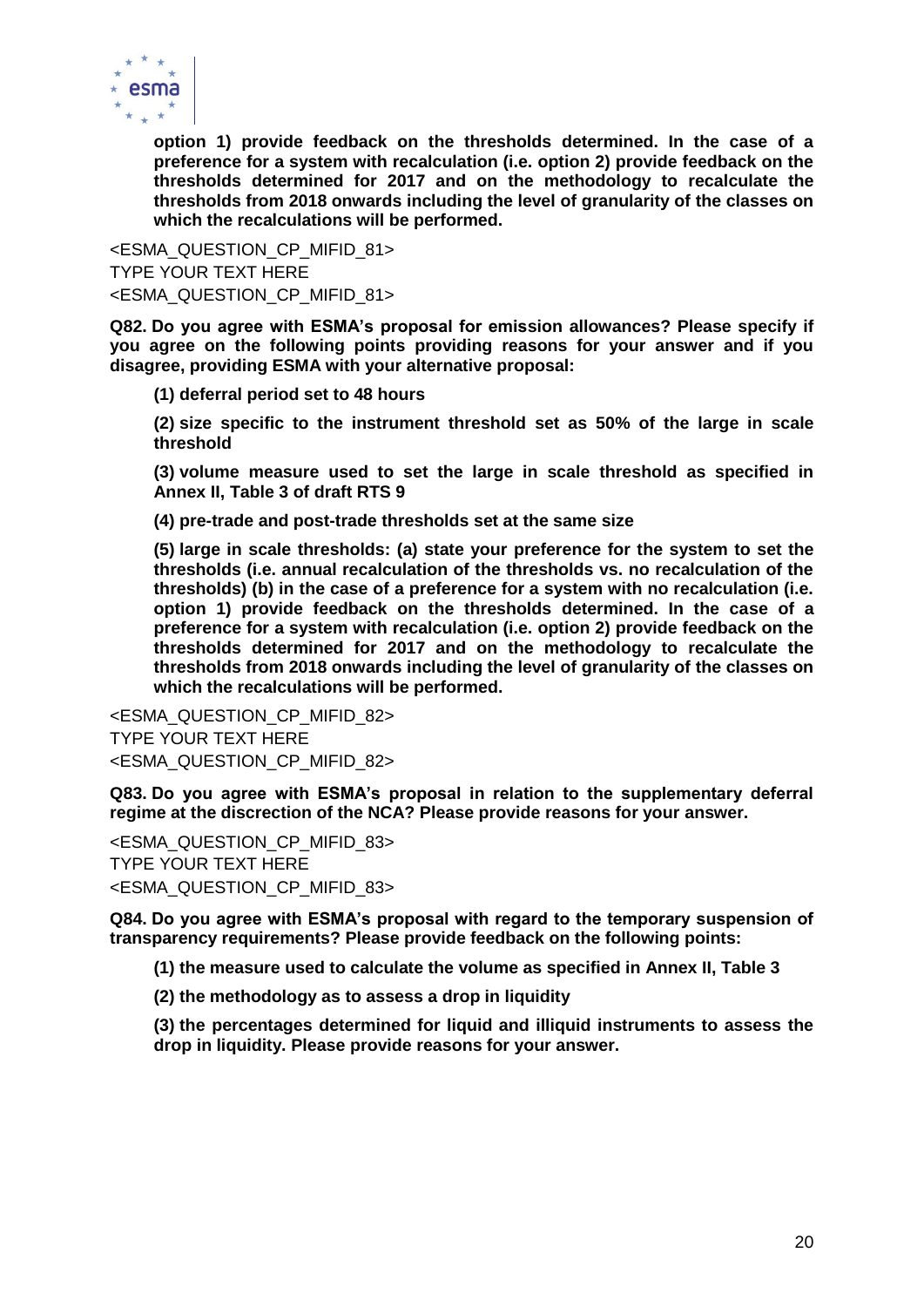**option 1) provide feedback on the thresholds determined. In the case of a preference for a system with recalculation (i.e. option 2) provide feedback on the thresholds determined for 2017 and on the methodology to recalculate the thresholds from 2018 onwards including the level of granularity of the classes on which the recalculations will be performed.**

<ESMA_QUESTION_CP_MIFID_81>
TYPE YOUR TEXT HERE
<ESMA_QUESTION_CP_MIFID_81>

**Q82. Do you agree with ESMA's proposal for emission allowances? Please specify if you agree on the following points providing reasons for your answer and if you disagree, providing ESMA with your alternative proposal:**

**(1) deferral period set to 48 hours**

**(2) size specific to the instrument threshold set as 50% of the large in scale threshold**

**(3) volume measure used to set the large in scale threshold as specified in Annex II, Table 3 of draft RTS 9**

**(4) pre-trade and post-trade thresholds set at the same size**

**(5) large in scale thresholds: (a) state your preference for the system to set the thresholds (i.e. annual recalculation of the thresholds vs. no recalculation of the thresholds) (b) in the case of a preference for a system with no recalculation (i.e. option 1) provide feedback on the thresholds determined. In the case of a preference for a system with recalculation (i.e. option 2) provide feedback on the thresholds determined for 2017 and on the methodology to recalculate the thresholds from 2018 onwards including the level of granularity of the classes on which the recalculations will be performed.**

<ESMA_QUESTION_CP_MIFID_82>
TYPE YOUR TEXT HERE
<ESMA_QUESTION_CP_MIFID_82>

**Q83. Do you agree with ESMA's proposal in relation to the supplementary deferral regime at the discrection of the NCA? Please provide reasons for your answer.**

<ESMA_QUESTION_CP_MIFID_83>
TYPE YOUR TEXT HERE
<ESMA_QUESTION_CP_MIFID_83>

**Q84. Do you agree with ESMA's proposal with regard to the temporary suspension of transparency requirements? Please provide feedback on the following points:**

**(1) the measure used to calculate the volume as specified in Annex II, Table 3**

**(2) the methodology as to assess a drop in liquidity**

**(3) the percentages determined for liquid and illiquid instruments to assess the drop in liquidity. Please provide reasons for your answer.**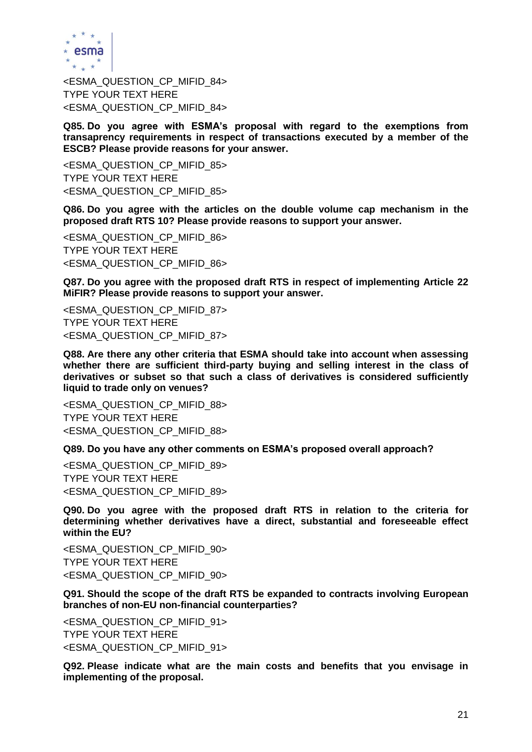<ESMA_QUESTION_CP_MIFID_84>
TYPE YOUR TEXT HERE
<ESMA_QUESTION_CP_MIFID_84>

**Q85. Do you agree with ESMA's proposal with regard to the exemptions from transaprency requirements in respect of transactions executed by a member of the ESCB? Please provide reasons for your answer.**

<ESMA_QUESTION_CP_MIFID_85>
TYPE YOUR TEXT HERE
<ESMA_QUESTION_CP_MIFID_85>

**Q86. Do you agree with the articles on the double volume cap mechanism in the proposed draft RTS 10? Please provide reasons to support your answer.**

<ESMA_QUESTION_CP_MIFID_86>
TYPE YOUR TEXT HERE
<ESMA_QUESTION_CP_MIFID_86>

**Q87. Do you agree with the proposed draft RTS in respect of implementing Article 22 MiFIR? Please provide reasons to support your answer.**

<ESMA_QUESTION_CP_MIFID_87>
TYPE YOUR TEXT HERE
<ESMA_QUESTION_CP_MIFID_87>

**Q88. Are there any other criteria that ESMA should take into account when assessing whether there are sufficient third-party buying and selling interest in the class of derivatives or subset so that such a class of derivatives is considered sufficiently liquid to trade only on venues?**

<ESMA_QUESTION_CP_MIFID_88>
TYPE YOUR TEXT HERE
<ESMA_QUESTION_CP_MIFID_88>

**Q89. Do you have any other comments on ESMA's proposed overall approach?**

<ESMA_QUESTION_CP_MIFID_89>
TYPE YOUR TEXT HERE
<ESMA_QUESTION_CP_MIFID_89>

**Q90. Do you agree with the proposed draft RTS in relation to the criteria for determining whether derivatives have a direct, substantial and foreseeable effect within the EU?**

<ESMA_QUESTION_CP_MIFID_90>
TYPE YOUR TEXT HERE
<ESMA_QUESTION_CP_MIFID_90>

**Q91. Should the scope of the draft RTS be expanded to contracts involving European branches of non-EU non-financial counterparties?**

<ESMA_QUESTION_CP_MIFID_91>
TYPE YOUR TEXT HERE
<ESMA_QUESTION_CP_MIFID_91>

**Q92. Please indicate what are the main costs and benefits that you envisage in implementing of the proposal.**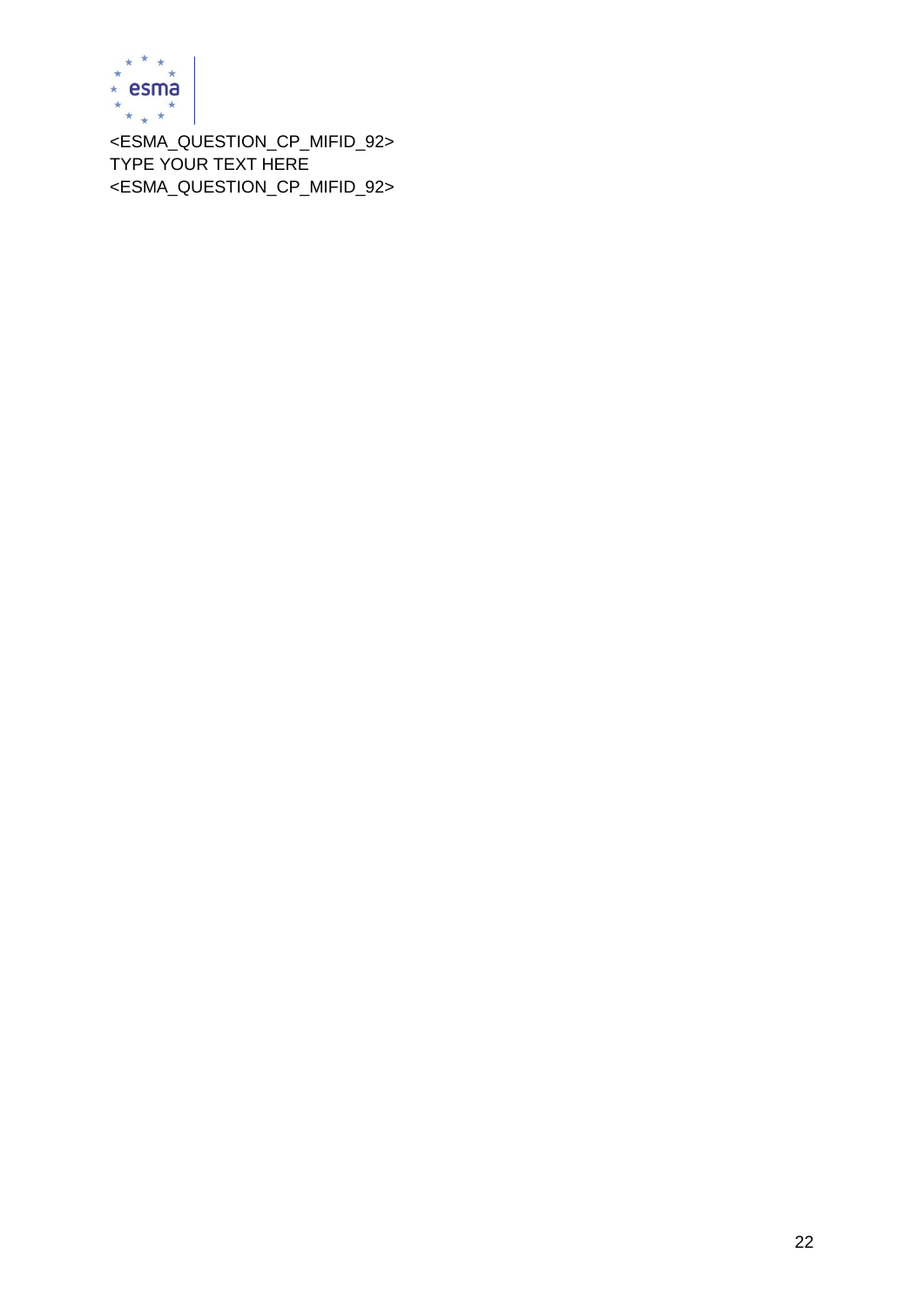<ESMA_QUESTION_CP_MIFID_92>
TYPE YOUR TEXT HERE
<ESMA_QUESTION_CP_MIFID_92>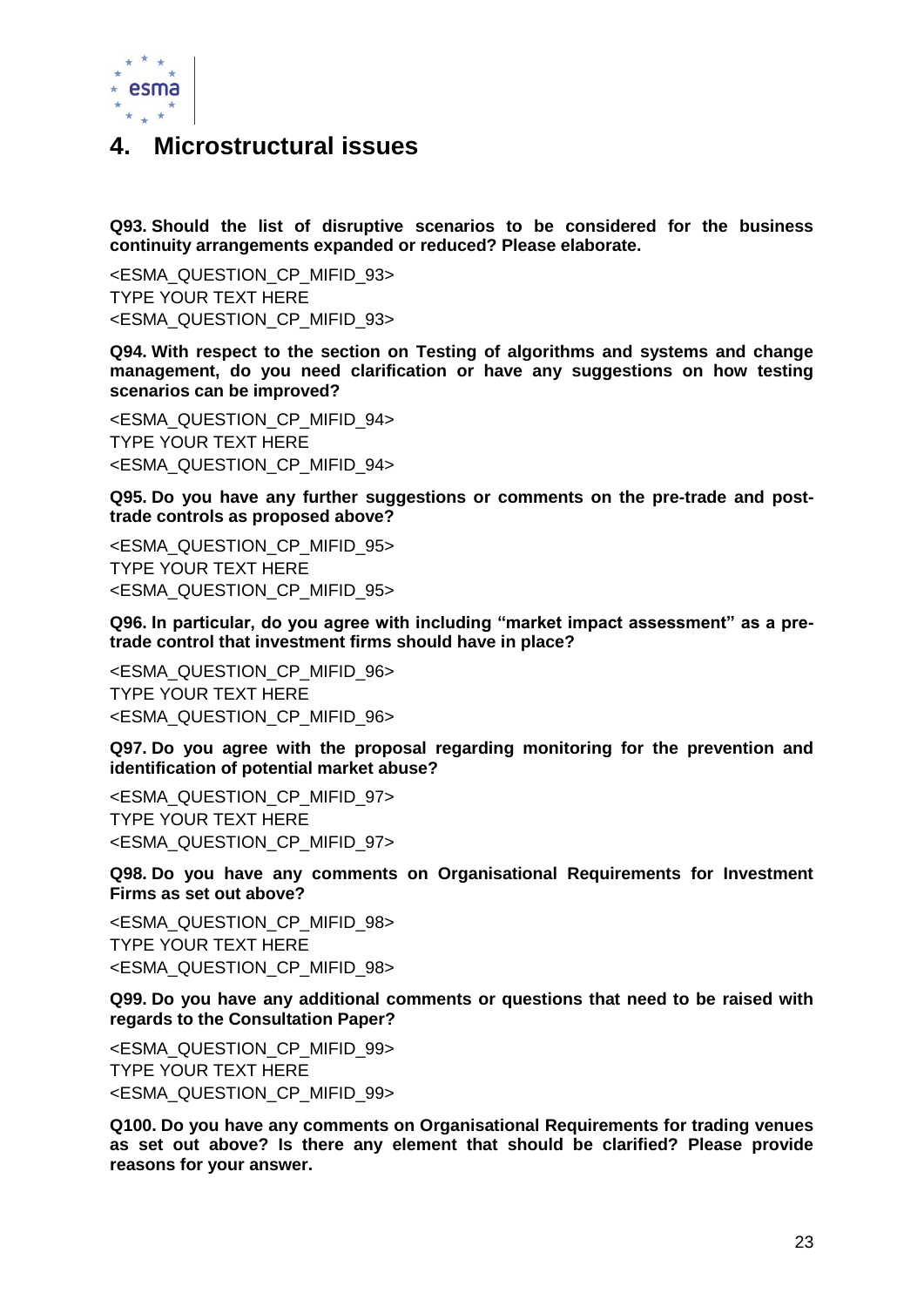# 4. Microstructural issues

**Q93. Should the list of disruptive scenarios to be considered for the business continuity arrangements expanded or reduced? Please elaborate.**

<ESMA_QUESTION_CP_MIFID_93>
TYPE YOUR TEXT HERE
<ESMA_QUESTION_CP_MIFID_93>

**Q94. With respect to the section on Testing of algorithms and systems and change management, do you need clarification or have any suggestions on how testing scenarios can be improved?**

<ESMA_QUESTION_CP_MIFID_94>
TYPE YOUR TEXT HERE
<ESMA_QUESTION_CP_MIFID_94>

**Q95. Do you have any further suggestions or comments on the pre-trade and post-trade controls as proposed above?**

<ESMA_QUESTION_CP_MIFID_95>
TYPE YOUR TEXT HERE
<ESMA_QUESTION_CP_MIFID_95>

**Q96. In particular, do you agree with including "market impact assessment" as a pre-trade control that investment firms should have in place?**

<ESMA_QUESTION_CP_MIFID_96>
TYPE YOUR TEXT HERE
<ESMA_QUESTION_CP_MIFID_96>

**Q97. Do you agree with the proposal regarding monitoring for the prevention and identification of potential market abuse?**

<ESMA_QUESTION_CP_MIFID_97>
TYPE YOUR TEXT HERE
<ESMA_QUESTION_CP_MIFID_97>

**Q98. Do you have any comments on Organisational Requirements for Investment Firms as set out above?**

<ESMA_QUESTION_CP_MIFID_98>
TYPE YOUR TEXT HERE
<ESMA_QUESTION_CP_MIFID_98>

**Q99. Do you have any additional comments or questions that need to be raised with regards to the Consultation Paper?**

<ESMA_QUESTION_CP_MIFID_99>
TYPE YOUR TEXT HERE
<ESMA_QUESTION_CP_MIFID_99>

**Q100. Do you have any comments on Organisational Requirements for trading venues as set out above? Is there any element that should be clarified? Please provide reasons for your answer.**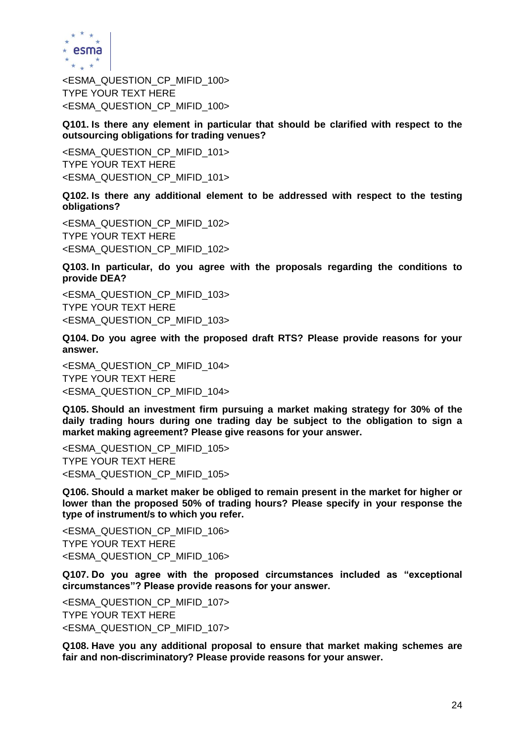<ESMA_QUESTION_CP_MIFID_100>
TYPE YOUR TEXT HERE
<ESMA_QUESTION_CP_MIFID_100>

**Q101. Is there any element in particular that should be clarified with respect to the outsourcing obligations for trading venues?**

<ESMA_QUESTION_CP_MIFID_101>
TYPE YOUR TEXT HERE
<ESMA_QUESTION_CP_MIFID_101>

**Q102. Is there any additional element to be addressed with respect to the testing obligations?**

<ESMA_QUESTION_CP_MIFID_102>
TYPE YOUR TEXT HERE
<ESMA_QUESTION_CP_MIFID_102>

**Q103. In particular, do you agree with the proposals regarding the conditions to provide DEA?**

<ESMA_QUESTION_CP_MIFID_103>
TYPE YOUR TEXT HERE
<ESMA_QUESTION_CP_MIFID_103>

**Q104. Do you agree with the proposed draft RTS? Please provide reasons for your answer.**

<ESMA_QUESTION_CP_MIFID_104>
TYPE YOUR TEXT HERE
<ESMA_QUESTION_CP_MIFID_104>

**Q105. Should an investment firm pursuing a market making strategy for 30% of the daily trading hours during one trading day be subject to the obligation to sign a market making agreement? Please give reasons for your answer.**

<ESMA_QUESTION_CP_MIFID_105>
TYPE YOUR TEXT HERE
<ESMA_QUESTION_CP_MIFID_105>

**Q106. Should a market maker be obliged to remain present in the market for higher or lower than the proposed 50% of trading hours? Please specify in your response the type of instrument/s to which you refer.**

<ESMA_QUESTION_CP_MIFID_106>
TYPE YOUR TEXT HERE
<ESMA_QUESTION_CP_MIFID_106>

**Q107. Do you agree with the proposed circumstances included as "exceptional circumstances"? Please provide reasons for your answer.**

<ESMA_QUESTION_CP_MIFID_107>
TYPE YOUR TEXT HERE
<ESMA_QUESTION_CP_MIFID_107>

**Q108. Have you any additional proposal to ensure that market making schemes are fair and non-discriminatory? Please provide reasons for your answer.**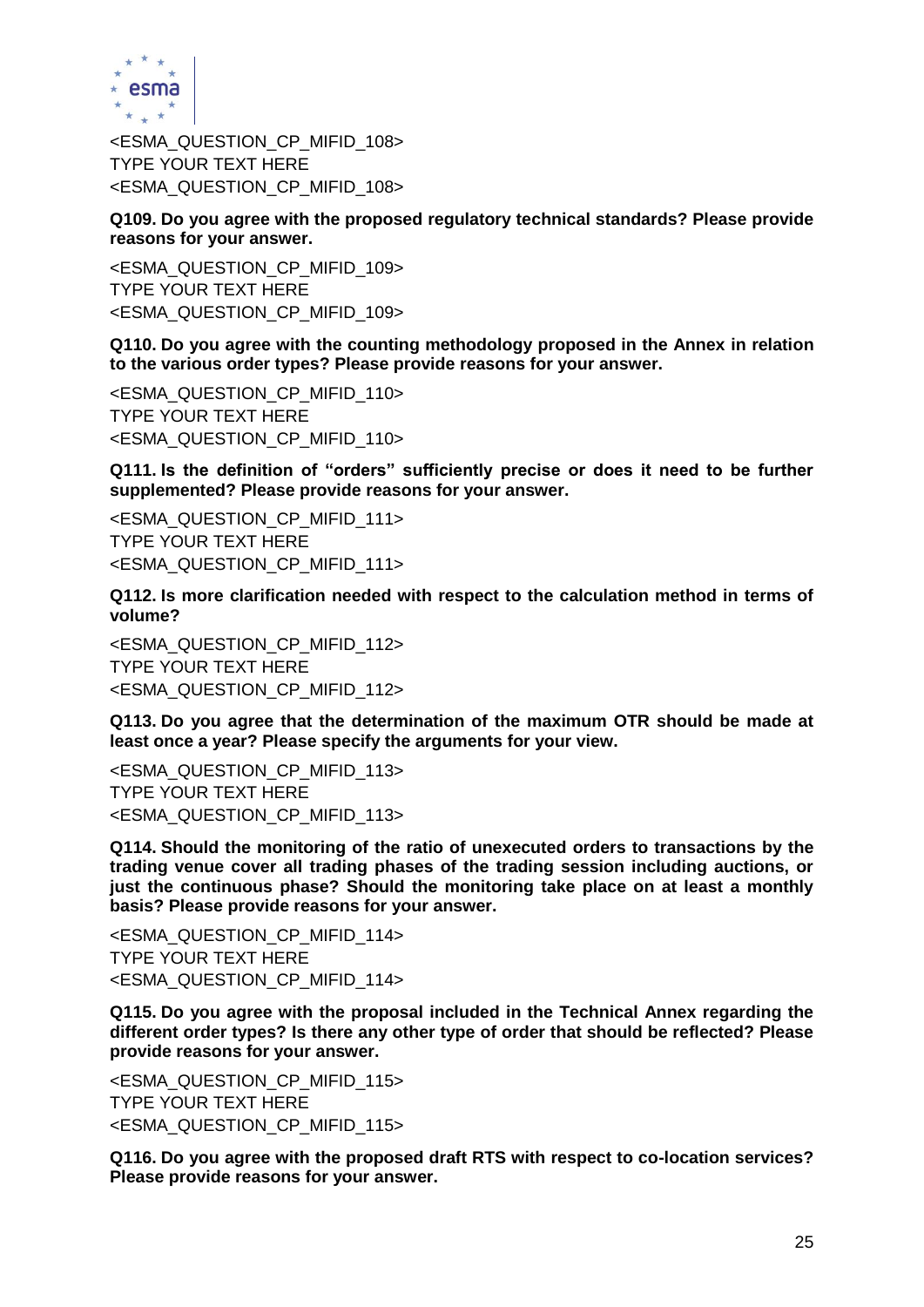<ESMA_QUESTION_CP_MIFID_108>
TYPE YOUR TEXT HERE
<ESMA_QUESTION_CP_MIFID_108>

**Q109. Do you agree with the proposed regulatory technical standards? Please provide reasons for your answer.**

<ESMA_QUESTION_CP_MIFID_109>
TYPE YOUR TEXT HERE
<ESMA_QUESTION_CP_MIFID_109>

**Q110. Do you agree with the counting methodology proposed in the Annex in relation to the various order types? Please provide reasons for your answer.**

<ESMA_QUESTION_CP_MIFID_110>
TYPE YOUR TEXT HERE
<ESMA_QUESTION_CP_MIFID_110>

**Q111. Is the definition of "orders" sufficiently precise or does it need to be further supplemented? Please provide reasons for your answer.**

<ESMA_QUESTION_CP_MIFID_111>
TYPE YOUR TEXT HERE
<ESMA_QUESTION_CP_MIFID_111>

**Q112. Is more clarification needed with respect to the calculation method in terms of volume?**

<ESMA_QUESTION_CP_MIFID_112>
TYPE YOUR TEXT HERE
<ESMA_QUESTION_CP_MIFID_112>

**Q113. Do you agree that the determination of the maximum OTR should be made at least once a year? Please specify the arguments for your view.**

<ESMA_QUESTION_CP_MIFID_113>
TYPE YOUR TEXT HERE
<ESMA_QUESTION_CP_MIFID_113>

**Q114. Should the monitoring of the ratio of unexecuted orders to transactions by the trading venue cover all trading phases of the trading session including auctions, or just the continuous phase? Should the monitoring take place on at least a monthly basis? Please provide reasons for your answer.**

<ESMA_QUESTION_CP_MIFID_114>
TYPE YOUR TEXT HERE
<ESMA_QUESTION_CP_MIFID_114>

**Q115. Do you agree with the proposal included in the Technical Annex regarding the different order types? Is there any other type of order that should be reflected? Please provide reasons for your answer.**

<ESMA_QUESTION_CP_MIFID_115>
TYPE YOUR TEXT HERE
<ESMA_QUESTION_CP_MIFID_115>

**Q116. Do you agree with the proposed draft RTS with respect to co-location services? Please provide reasons for your answer.**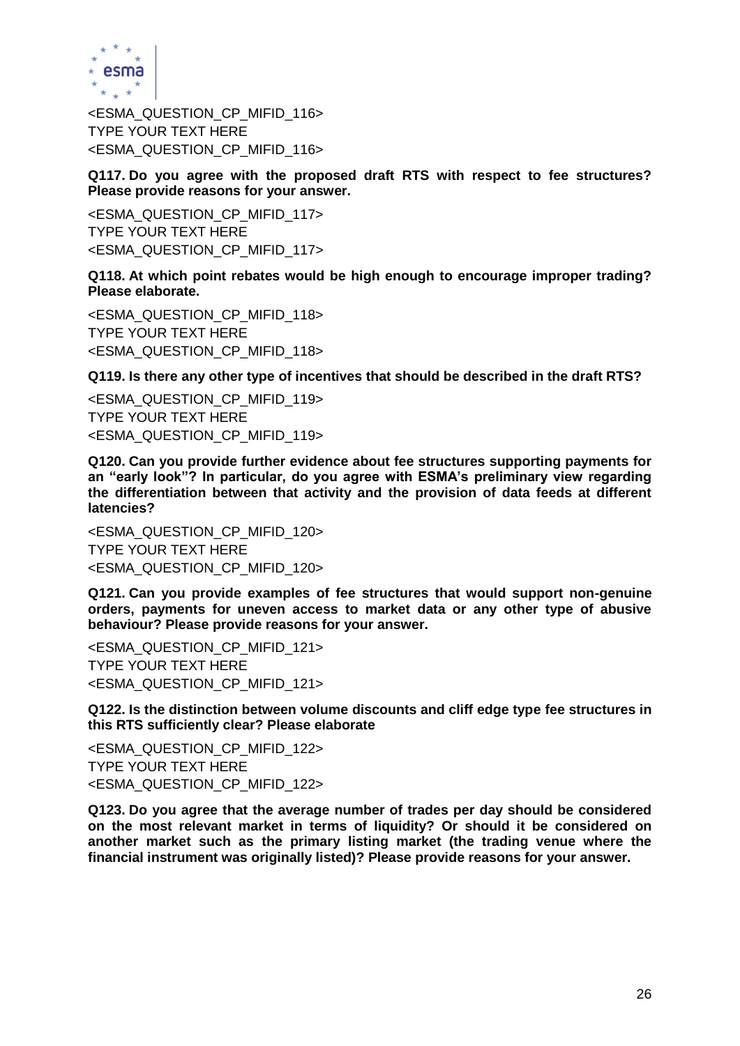<ESMA_QUESTION_CP_MIFID_116>
TYPE YOUR TEXT HERE
<ESMA_QUESTION_CP_MIFID_116>

**Q117. Do you agree with the proposed draft RTS with respect to fee structures? Please provide reasons for your answer.**

<ESMA_QUESTION_CP_MIFID_117>
TYPE YOUR TEXT HERE
<ESMA_QUESTION_CP_MIFID_117>

**Q118. At which point rebates would be high enough to encourage improper trading? Please elaborate.**

<ESMA_QUESTION_CP_MIFID_118>
TYPE YOUR TEXT HERE
<ESMA_QUESTION_CP_MIFID_118>

**Q119. Is there any other type of incentives that should be described in the draft RTS?**

<ESMA_QUESTION_CP_MIFID_119>
TYPE YOUR TEXT HERE
<ESMA_QUESTION_CP_MIFID_119>

**Q120. Can you provide further evidence about fee structures supporting payments for an "early look"? In particular, do you agree with ESMA's preliminary view regarding the differentiation between that activity and the provision of data feeds at different latencies?**

<ESMA_QUESTION_CP_MIFID_120>
TYPE YOUR TEXT HERE
<ESMA_QUESTION_CP_MIFID_120>

**Q121. Can you provide examples of fee structures that would support non-genuine orders, payments for uneven access to market data or any other type of abusive behaviour? Please provide reasons for your answer.**

<ESMA_QUESTION_CP_MIFID_121>
TYPE YOUR TEXT HERE
<ESMA_QUESTION_CP_MIFID_121>

**Q122. Is the distinction between volume discounts and cliff edge type fee structures in this RTS sufficiently clear? Please elaborate**

<ESMA_QUESTION_CP_MIFID_122>
TYPE YOUR TEXT HERE
<ESMA_QUESTION_CP_MIFID_122>

**Q123. Do you agree that the average number of trades per day should be considered on the most relevant market in terms of liquidity? Or should it be considered on another market such as the primary listing market (the trading venue where the financial instrument was originally listed)? Please provide reasons for your answer.**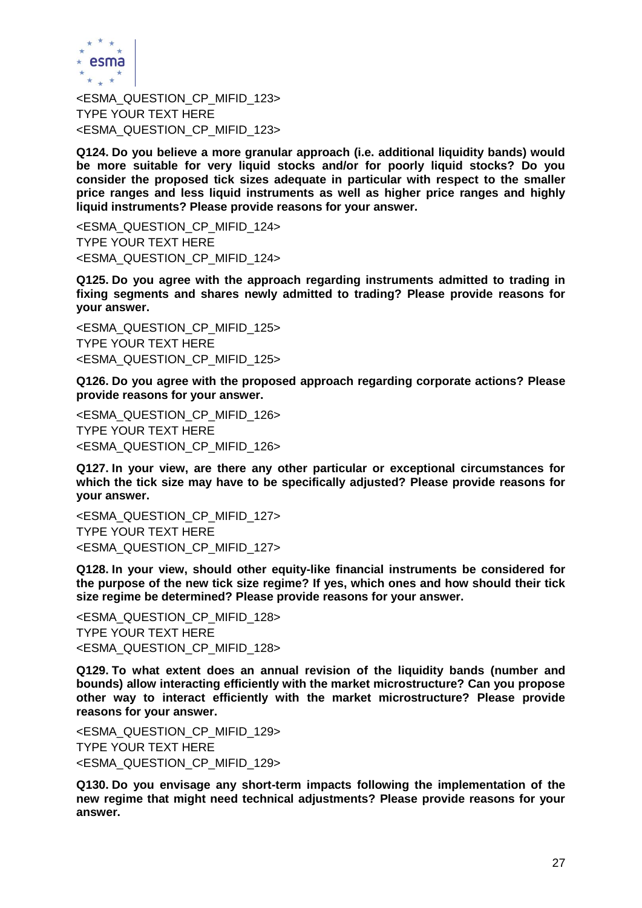<ESMA_QUESTION_CP_MIFID_123>
TYPE YOUR TEXT HERE
<ESMA_QUESTION_CP_MIFID_123>

**Q124. Do you believe a more granular approach (i.e. additional liquidity bands) would be more suitable for very liquid stocks and/or for poorly liquid stocks? Do you consider the proposed tick sizes adequate in particular with respect to the smaller price ranges and less liquid instruments as well as higher price ranges and highly liquid instruments? Please provide reasons for your answer.**

<ESMA_QUESTION_CP_MIFID_124>
TYPE YOUR TEXT HERE
<ESMA_QUESTION_CP_MIFID_124>

**Q125. Do you agree with the approach regarding instruments admitted to trading in fixing segments and shares newly admitted to trading? Please provide reasons for your answer.**

<ESMA_QUESTION_CP_MIFID_125>
TYPE YOUR TEXT HERE
<ESMA_QUESTION_CP_MIFID_125>

**Q126. Do you agree with the proposed approach regarding corporate actions? Please provide reasons for your answer.**

<ESMA_QUESTION_CP_MIFID_126>
TYPE YOUR TEXT HERE
<ESMA_QUESTION_CP_MIFID_126>

**Q127. In your view, are there any other particular or exceptional circumstances for which the tick size may have to be specifically adjusted? Please provide reasons for your answer.**

<ESMA_QUESTION_CP_MIFID_127>
TYPE YOUR TEXT HERE
<ESMA_QUESTION_CP_MIFID_127>

**Q128. In your view, should other equity-like financial instruments be considered for the purpose of the new tick size regime? If yes, which ones and how should their tick size regime be determined? Please provide reasons for your answer.**

<ESMA_QUESTION_CP_MIFID_128>
TYPE YOUR TEXT HERE
<ESMA_QUESTION_CP_MIFID_128>

**Q129. To what extent does an annual revision of the liquidity bands (number and bounds) allow interacting efficiently with the market microstructure? Can you propose other way to interact efficiently with the market microstructure? Please provide reasons for your answer.**

<ESMA_QUESTION_CP_MIFID_129>
TYPE YOUR TEXT HERE
<ESMA_QUESTION_CP_MIFID_129>

**Q130. Do you envisage any short-term impacts following the implementation of the new regime that might need technical adjustments? Please provide reasons for your answer.**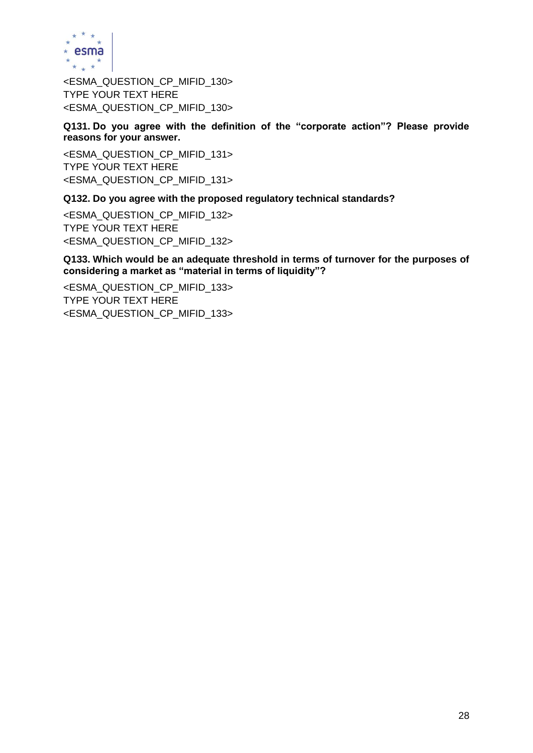<ESMA_QUESTION_CP_MIFID_130>
TYPE YOUR TEXT HERE
<ESMA_QUESTION_CP_MIFID_130>

**Q131. Do you agree with the definition of the "corporate action"? Please provide reasons for your answer.**

<ESMA_QUESTION_CP_MIFID_131>
TYPE YOUR TEXT HERE
<ESMA_QUESTION_CP_MIFID_131>

**Q132. Do you agree with the proposed regulatory technical standards?**

<ESMA_QUESTION_CP_MIFID_132>
TYPE YOUR TEXT HERE
<ESMA_QUESTION_CP_MIFID_132>

**Q133. Which would be an adequate threshold in terms of turnover for the purposes of considering a market as "material in terms of liquidity"?**

<ESMA_QUESTION_CP_MIFID_133>
TYPE YOUR TEXT HERE
<ESMA_QUESTION_CP_MIFID_133>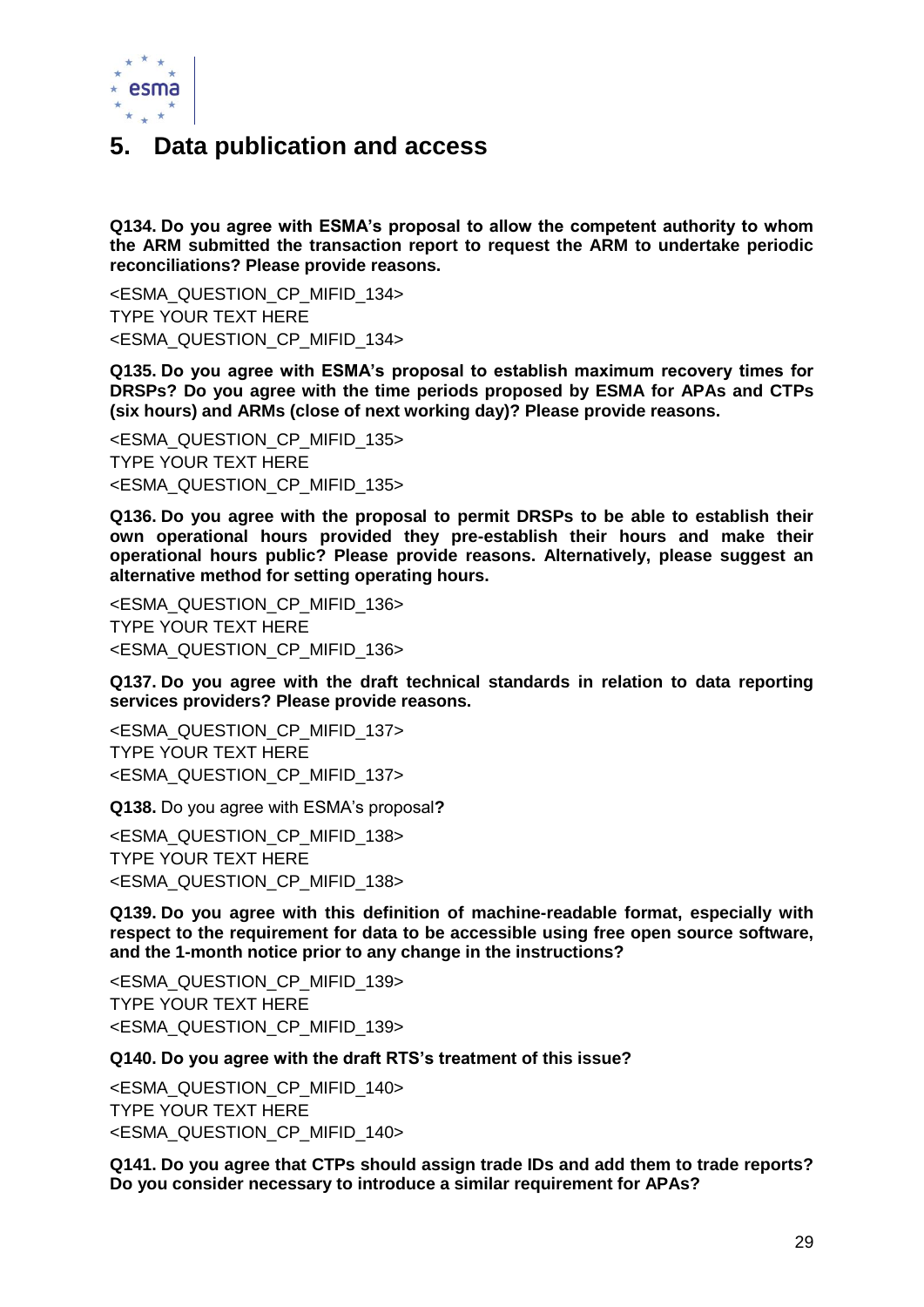# 5. Data publication and access

**Q134. Do you agree with ESMA's proposal to allow the competent authority to whom the ARM submitted the transaction report to request the ARM to undertake periodic reconciliations? Please provide reasons.**

<ESMA_QUESTION_CP_MIFID_134>
TYPE YOUR TEXT HERE
<ESMA_QUESTION_CP_MIFID_134>

**Q135. Do you agree with ESMA's proposal to establish maximum recovery times for DRSPs? Do you agree with the time periods proposed by ESMA for APAs and CTPs (six hours) and ARMs (close of next working day)? Please provide reasons.**

<ESMA_QUESTION_CP_MIFID_135>
TYPE YOUR TEXT HERE
<ESMA_QUESTION_CP_MIFID_135>

**Q136. Do you agree with the proposal to permit DRSPs to be able to establish their own operational hours provided they pre-establish their hours and make their operational hours public? Please provide reasons. Alternatively, please suggest an alternative method for setting operating hours.**

<ESMA_QUESTION_CP_MIFID_136>
TYPE YOUR TEXT HERE
<ESMA_QUESTION_CP_MIFID_136>

**Q137. Do you agree with the draft technical standards in relation to data reporting services providers? Please provide reasons.**

<ESMA_QUESTION_CP_MIFID_137>
TYPE YOUR TEXT HERE
<ESMA_QUESTION_CP_MIFID_137>

**Q138.** Do you agree with ESMA's proposal**?**

<ESMA_QUESTION_CP_MIFID_138>
TYPE YOUR TEXT HERE
<ESMA_QUESTION_CP_MIFID_138>

**Q139. Do you agree with this definition of machine-readable format, especially with respect to the requirement for data to be accessible using free open source software, and the 1-month notice prior to any change in the instructions?**

<ESMA_QUESTION_CP_MIFID_139>
TYPE YOUR TEXT HERE
<ESMA_QUESTION_CP_MIFID_139>

**Q140. Do you agree with the draft RTS's treatment of this issue?**

<ESMA_QUESTION_CP_MIFID_140>
TYPE YOUR TEXT HERE
<ESMA_QUESTION_CP_MIFID_140>

**Q141. Do you agree that CTPs should assign trade IDs and add them to trade reports? Do you consider necessary to introduce a similar requirement for APAs?**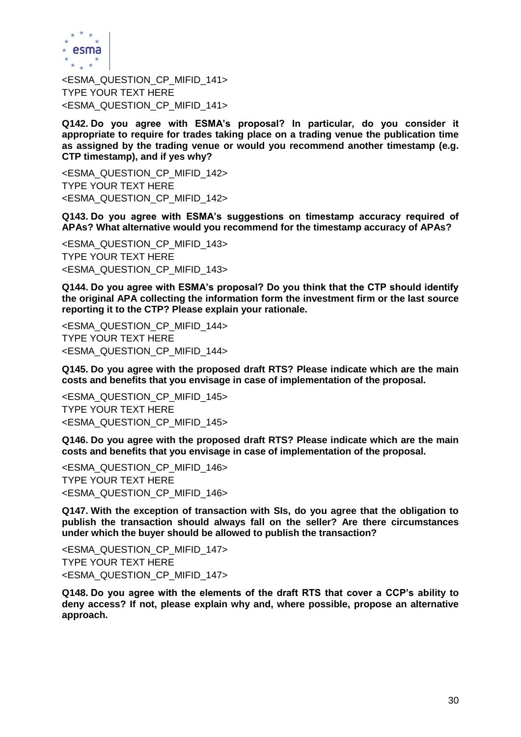<ESMA_QUESTION_CP_MIFID_141>
TYPE YOUR TEXT HERE
<ESMA_QUESTION_CP_MIFID_141>

**Q142. Do you agree with ESMA's proposal? In particular, do you consider it appropriate to require for trades taking place on a trading venue the publication time as assigned by the trading venue or would you recommend another timestamp (e.g. CTP timestamp), and if yes why?**

<ESMA_QUESTION_CP_MIFID_142>
TYPE YOUR TEXT HERE
<ESMA_QUESTION_CP_MIFID_142>

**Q143. Do you agree with ESMA's suggestions on timestamp accuracy required of APAs? What alternative would you recommend for the timestamp accuracy of APAs?**

<ESMA_QUESTION_CP_MIFID_143>
TYPE YOUR TEXT HERE
<ESMA_QUESTION_CP_MIFID_143>

**Q144. Do you agree with ESMA's proposal? Do you think that the CTP should identify the original APA collecting the information form the investment firm or the last source reporting it to the CTP? Please explain your rationale.**

<ESMA_QUESTION_CP_MIFID_144>
TYPE YOUR TEXT HERE
<ESMA_QUESTION_CP_MIFID_144>

**Q145. Do you agree with the proposed draft RTS? Please indicate which are the main costs and benefits that you envisage in case of implementation of the proposal.**

<ESMA_QUESTION_CP_MIFID_145>
TYPE YOUR TEXT HERE
<ESMA_QUESTION_CP_MIFID_145>

**Q146. Do you agree with the proposed draft RTS? Please indicate which are the main costs and benefits that you envisage in case of implementation of the proposal.**

<ESMA_QUESTION_CP_MIFID_146>
TYPE YOUR TEXT HERE
<ESMA_QUESTION_CP_MIFID_146>

**Q147. With the exception of transaction with SIs, do you agree that the obligation to publish the transaction should always fall on the seller? Are there circumstances under which the buyer should be allowed to publish the transaction?**

<ESMA_QUESTION_CP_MIFID_147>
TYPE YOUR TEXT HERE
<ESMA_QUESTION_CP_MIFID_147>

**Q148. Do you agree with the elements of the draft RTS that cover a CCP's ability to deny access? If not, please explain why and, where possible, propose an alternative approach.**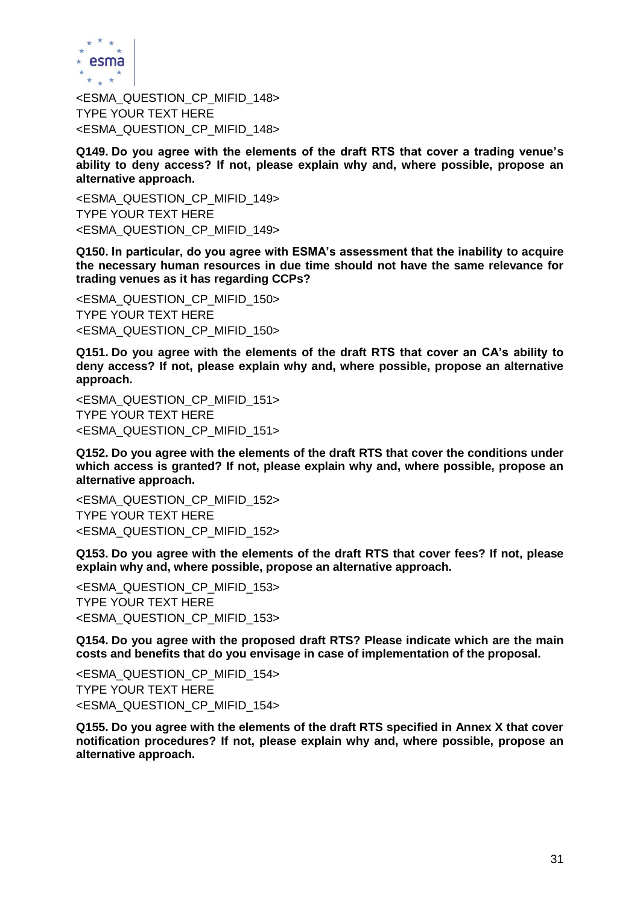<ESMA_QUESTION_CP_MIFID_148>
TYPE YOUR TEXT HERE
<ESMA_QUESTION_CP_MIFID_148>

**Q149. Do you agree with the elements of the draft RTS that cover a trading venue's ability to deny access? If not, please explain why and, where possible, propose an alternative approach.**

<ESMA_QUESTION_CP_MIFID_149>
TYPE YOUR TEXT HERE
<ESMA_QUESTION_CP_MIFID_149>

**Q150. In particular, do you agree with ESMA's assessment that the inability to acquire the necessary human resources in due time should not have the same relevance for trading venues as it has regarding CCPs?**

<ESMA_QUESTION_CP_MIFID_150>
TYPE YOUR TEXT HERE
<ESMA_QUESTION_CP_MIFID_150>

**Q151. Do you agree with the elements of the draft RTS that cover an CA's ability to deny access? If not, please explain why and, where possible, propose an alternative approach.**

<ESMA_QUESTION_CP_MIFID_151>
TYPE YOUR TEXT HERE
<ESMA_QUESTION_CP_MIFID_151>

**Q152. Do you agree with the elements of the draft RTS that cover the conditions under which access is granted? If not, please explain why and, where possible, propose an alternative approach.**

<ESMA_QUESTION_CP_MIFID_152>
TYPE YOUR TEXT HERE
<ESMA_QUESTION_CP_MIFID_152>

**Q153. Do you agree with the elements of the draft RTS that cover fees? If not, please explain why and, where possible, propose an alternative approach.**

<ESMA_QUESTION_CP_MIFID_153>
TYPE YOUR TEXT HERE
<ESMA_QUESTION_CP_MIFID_153>

**Q154. Do you agree with the proposed draft RTS? Please indicate which are the main costs and benefits that do you envisage in case of implementation of the proposal.**

<ESMA_QUESTION_CP_MIFID_154>
TYPE YOUR TEXT HERE
<ESMA_QUESTION_CP_MIFID_154>

**Q155. Do you agree with the elements of the draft RTS specified in Annex X that cover notification procedures? If not, please explain why and, where possible, propose an alternative approach.**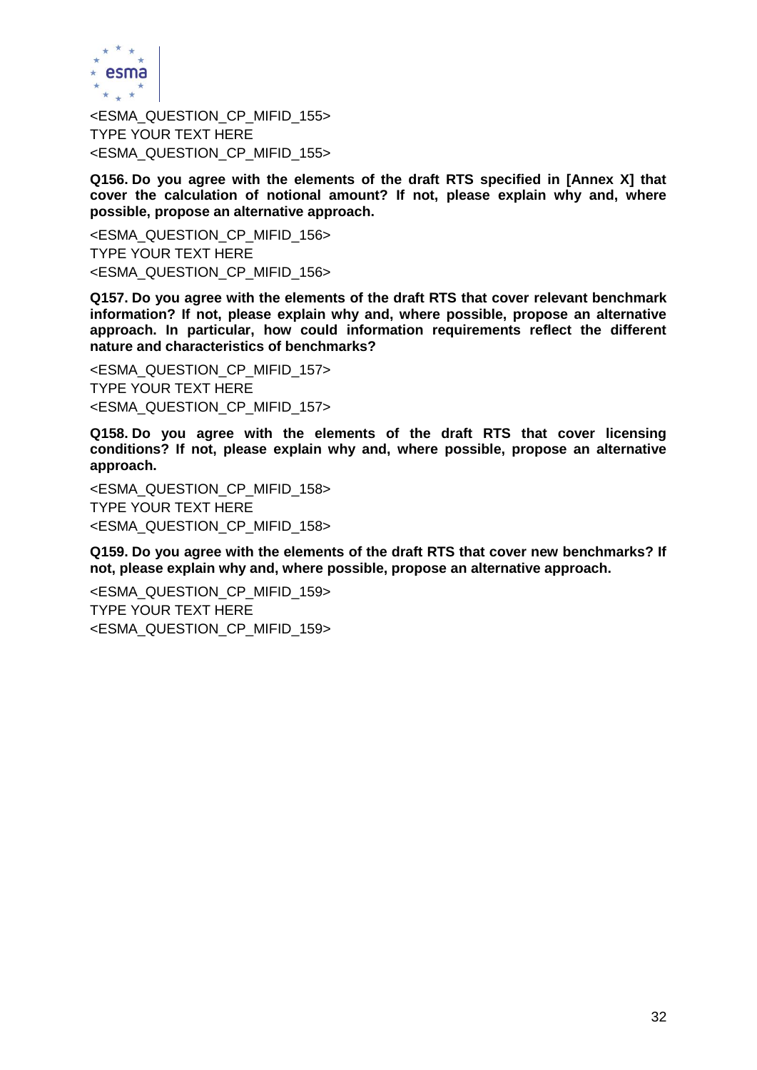<ESMA_QUESTION_CP_MIFID_155>
TYPE YOUR TEXT HERE
<ESMA_QUESTION_CP_MIFID_155>

**Q156. Do you agree with the elements of the draft RTS specified in [Annex X] that cover the calculation of notional amount? If not, please explain why and, where possible, propose an alternative approach.**

<ESMA_QUESTION_CP_MIFID_156>
TYPE YOUR TEXT HERE
<ESMA_QUESTION_CP_MIFID_156>

**Q157. Do you agree with the elements of the draft RTS that cover relevant benchmark information? If not, please explain why and, where possible, propose an alternative approach. In particular, how could information requirements reflect the different nature and characteristics of benchmarks?**

<ESMA_QUESTION_CP_MIFID_157>
TYPE YOUR TEXT HERE
<ESMA_QUESTION_CP_MIFID_157>

**Q158. Do you agree with the elements of the draft RTS that cover licensing conditions? If not, please explain why and, where possible, propose an alternative approach.**

<ESMA_QUESTION_CP_MIFID_158>
TYPE YOUR TEXT HERE
<ESMA_QUESTION_CP_MIFID_158>

**Q159. Do you agree with the elements of the draft RTS that cover new benchmarks? If not, please explain why and, where possible, propose an alternative approach.**

<ESMA_QUESTION_CP_MIFID_159>
TYPE YOUR TEXT HERE
<ESMA_QUESTION_CP_MIFID_159>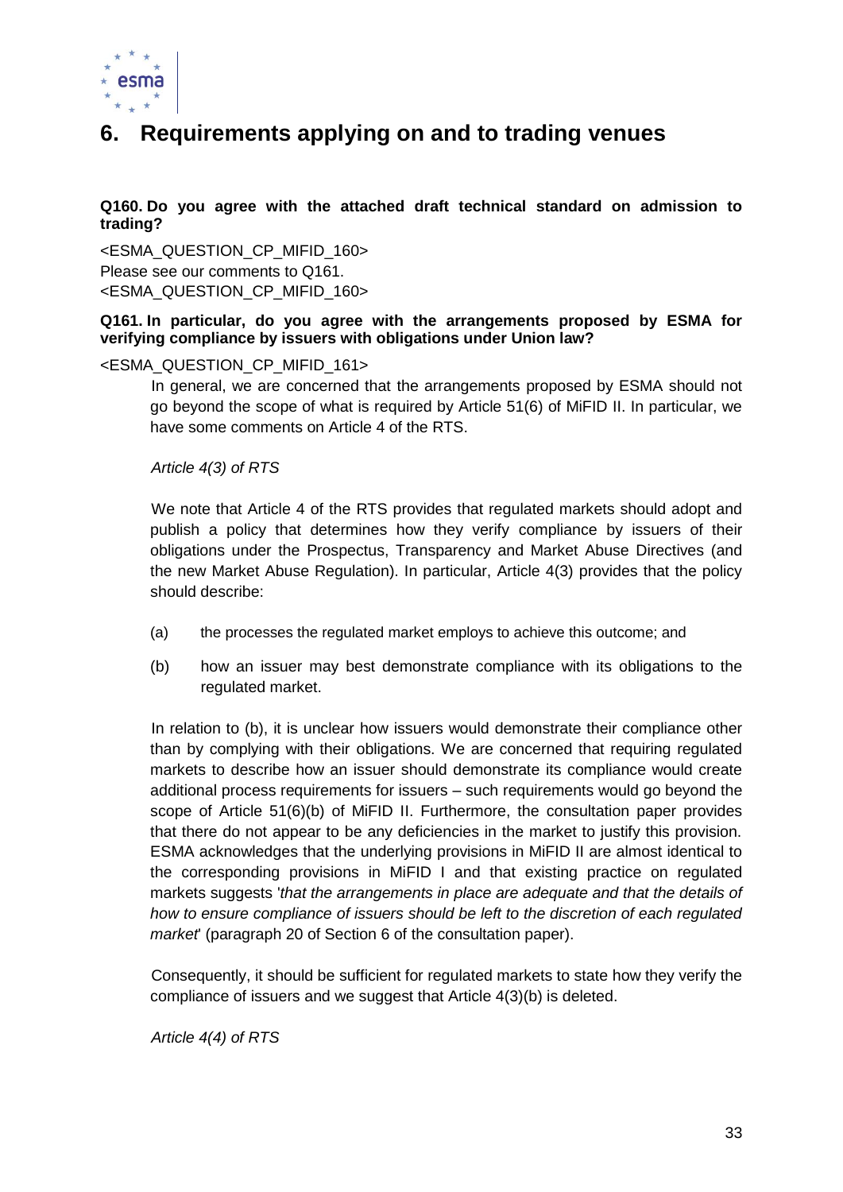# 6. Requirements applying on and to trading venues

**Q160. Do you agree with the attached draft technical standard on admission to trading?**

<ESMA_QUESTION_CP_MIFID_160>
Please see our comments to Q161.
<ESMA_QUESTION_CP_MIFID_160>

**Q161. In particular, do you agree with the arrangements proposed by ESMA for verifying compliance by issuers with obligations under Union law?**

<ESMA_QUESTION_CP_MIFID_161>

In general, we are concerned that the arrangements proposed by ESMA should not go beyond the scope of what is required by Article 51(6) of MiFID II. In particular, we have some comments on Article 4 of the RTS.

*Article 4(3) of RTS*

We note that Article 4 of the RTS provides that regulated markets should adopt and publish a policy that determines how they verify compliance by issuers of their obligations under the Prospectus, Transparency and Market Abuse Directives (and the new Market Abuse Regulation). In particular, Article 4(3) provides that the policy should describe:

(a) the processes the regulated market employs to achieve this outcome; and

(b) how an issuer may best demonstrate compliance with its obligations to the regulated market.

In relation to (b), it is unclear how issuers would demonstrate their compliance other than by complying with their obligations. We are concerned that requiring regulated markets to describe how an issuer should demonstrate its compliance would create additional process requirements for issuers – such requirements would go beyond the scope of Article 51(6)(b) of MiFID II. Furthermore, the consultation paper provides that there do not appear to be any deficiencies in the market to justify this provision. ESMA acknowledges that the underlying provisions in MiFID II are almost identical to the corresponding provisions in MiFID I and that existing practice on regulated markets suggests '*that the arrangements in place are adequate and that the details of how to ensure compliance of issuers should be left to the discretion of each regulated market*' (paragraph 20 of Section 6 of the consultation paper).

Consequently, it should be sufficient for regulated markets to state how they verify the compliance of issuers and we suggest that Article 4(3)(b) is deleted.

*Article 4(4) of RTS*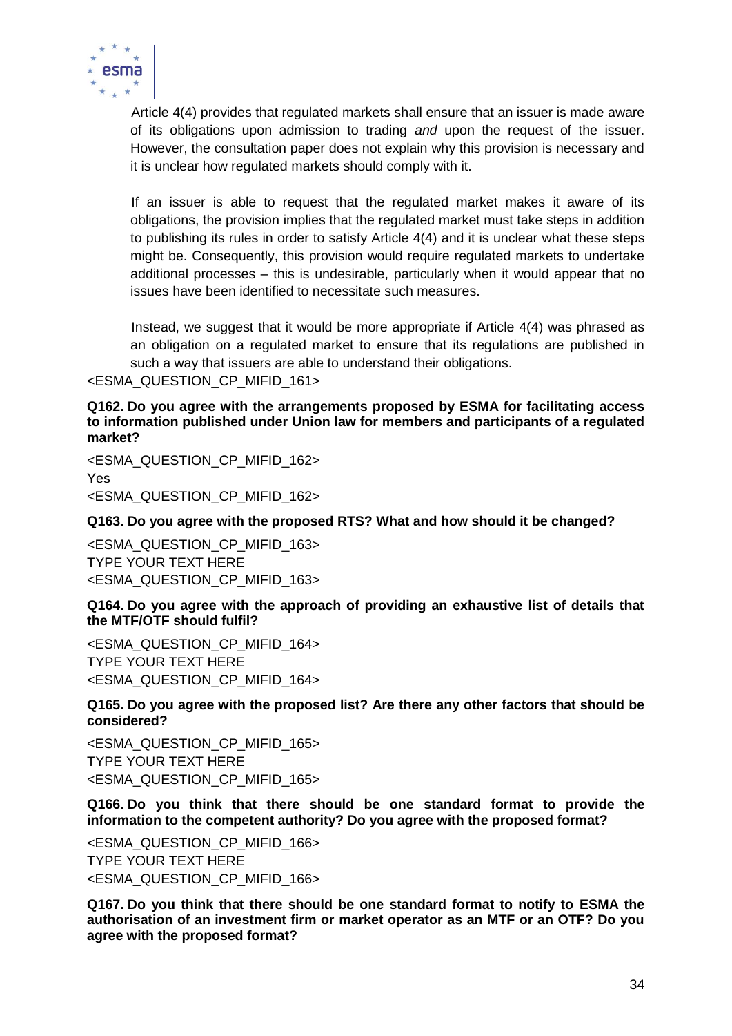Article 4(4) provides that regulated markets shall ensure that an issuer is made aware of its obligations upon admission to trading *and* upon the request of the issuer. However, the consultation paper does not explain why this provision is necessary and it is unclear how regulated markets should comply with it.

If an issuer is able to request that the regulated market makes it aware of its obligations, the provision implies that the regulated market must take steps in addition to publishing its rules in order to satisfy Article 4(4) and it is unclear what these steps might be. Consequently, this provision would require regulated markets to undertake additional processes – this is undesirable, particularly when it would appear that no issues have been identified to necessitate such measures.

Instead, we suggest that it would be more appropriate if Article 4(4) was phrased as an obligation on a regulated market to ensure that its regulations are published in such a way that issuers are able to understand their obligations.

<ESMA_QUESTION_CP_MIFID_161>

**Q162. Do you agree with the arrangements proposed by ESMA for facilitating access to information published under Union law for members and participants of a regulated market?**

<ESMA_QUESTION_CP_MIFID_162>
Yes
<ESMA_QUESTION_CP_MIFID_162>

**Q163. Do you agree with the proposed RTS? What and how should it be changed?**

<ESMA_QUESTION_CP_MIFID_163>
TYPE YOUR TEXT HERE
<ESMA_QUESTION_CP_MIFID_163>

**Q164. Do you agree with the approach of providing an exhaustive list of details that the MTF/OTF should fulfil?**

<ESMA_QUESTION_CP_MIFID_164>
TYPE YOUR TEXT HERE
<ESMA_QUESTION_CP_MIFID_164>

**Q165. Do you agree with the proposed list? Are there any other factors that should be considered?**

<ESMA_QUESTION_CP_MIFID_165>
TYPE YOUR TEXT HERE
<ESMA_QUESTION_CP_MIFID_165>

**Q166. Do you think that there should be one standard format to provide the information to the competent authority? Do you agree with the proposed format?**

<ESMA_QUESTION_CP_MIFID_166>
TYPE YOUR TEXT HERE
<ESMA_QUESTION_CP_MIFID_166>

**Q167. Do you think that there should be one standard format to notify to ESMA the authorisation of an investment firm or market operator as an MTF or an OTF? Do you agree with the proposed format?**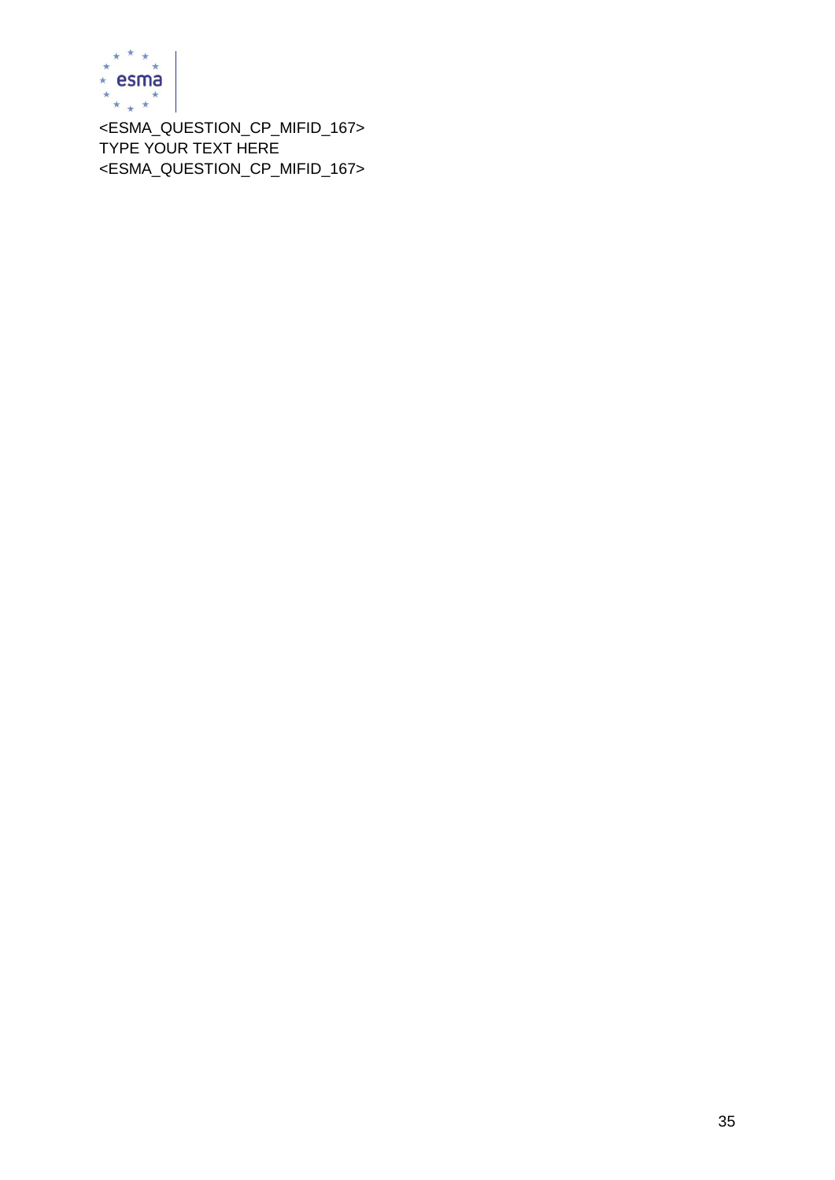<ESMA_QUESTION_CP_MIFID_167>
TYPE YOUR TEXT HERE
<ESMA_QUESTION_CP_MIFID_167>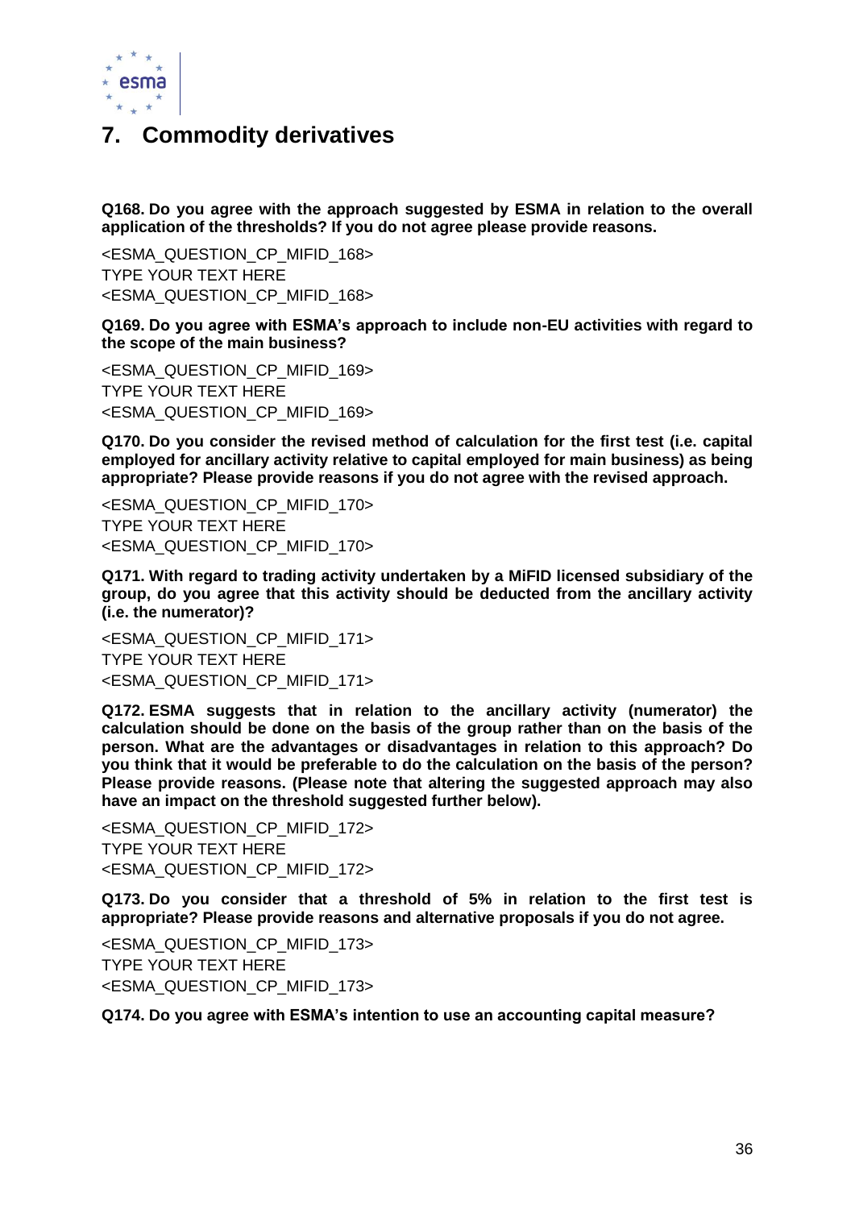# 7. Commodity derivatives

**Q168. Do you agree with the approach suggested by ESMA in relation to the overall application of the thresholds? If you do not agree please provide reasons.**

<ESMA_QUESTION_CP_MIFID_168>
TYPE YOUR TEXT HERE
<ESMA_QUESTION_CP_MIFID_168>

**Q169. Do you agree with ESMA's approach to include non-EU activities with regard to the scope of the main business?**

<ESMA_QUESTION_CP_MIFID_169>
TYPE YOUR TEXT HERE
<ESMA_QUESTION_CP_MIFID_169>

**Q170. Do you consider the revised method of calculation for the first test (i.e. capital employed for ancillary activity relative to capital employed for main business) as being appropriate? Please provide reasons if you do not agree with the revised approach.**

<ESMA_QUESTION_CP_MIFID_170>
TYPE YOUR TEXT HERE
<ESMA_QUESTION_CP_MIFID_170>

**Q171. With regard to trading activity undertaken by a MiFID licensed subsidiary of the group, do you agree that this activity should be deducted from the ancillary activity (i.e. the numerator)?**

<ESMA_QUESTION_CP_MIFID_171>
TYPE YOUR TEXT HERE
<ESMA_QUESTION_CP_MIFID_171>

**Q172. ESMA suggests that in relation to the ancillary activity (numerator) the calculation should be done on the basis of the group rather than on the basis of the person. What are the advantages or disadvantages in relation to this approach? Do you think that it would be preferable to do the calculation on the basis of the person? Please provide reasons. (Please note that altering the suggested approach may also have an impact on the threshold suggested further below).**

<ESMA_QUESTION_CP_MIFID_172>
TYPE YOUR TEXT HERE
<ESMA_QUESTION_CP_MIFID_172>

**Q173. Do you consider that a threshold of 5% in relation to the first test is appropriate? Please provide reasons and alternative proposals if you do not agree.**

<ESMA_QUESTION_CP_MIFID_173>
TYPE YOUR TEXT HERE
<ESMA_QUESTION_CP_MIFID_173>

**Q174. Do you agree with ESMA's intention to use an accounting capital measure?**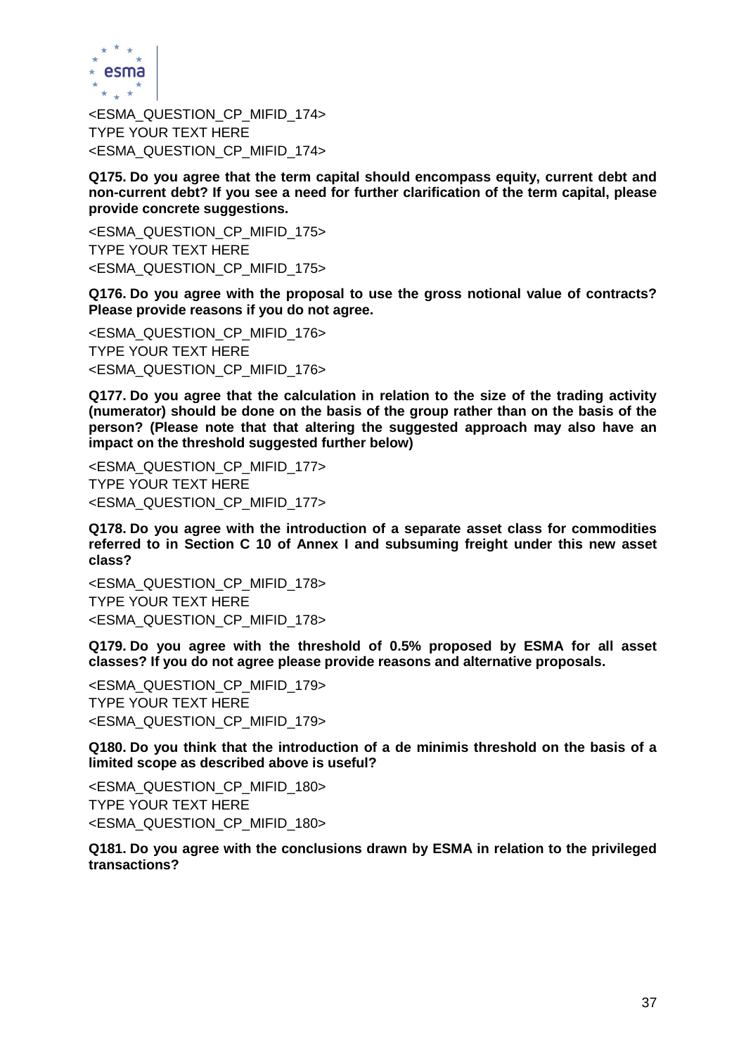<ESMA_QUESTION_CP_MIFID_174>
TYPE YOUR TEXT HERE
<ESMA_QUESTION_CP_MIFID_174>

**Q175. Do you agree that the term capital should encompass equity, current debt and non-current debt? If you see a need for further clarification of the term capital, please provide concrete suggestions.**

<ESMA_QUESTION_CP_MIFID_175>
TYPE YOUR TEXT HERE
<ESMA_QUESTION_CP_MIFID_175>

**Q176. Do you agree with the proposal to use the gross notional value of contracts? Please provide reasons if you do not agree.**

<ESMA_QUESTION_CP_MIFID_176>
TYPE YOUR TEXT HERE
<ESMA_QUESTION_CP_MIFID_176>

**Q177. Do you agree that the calculation in relation to the size of the trading activity (numerator) should be done on the basis of the group rather than on the basis of the person? (Please note that that altering the suggested approach may also have an impact on the threshold suggested further below)**

<ESMA_QUESTION_CP_MIFID_177>
TYPE YOUR TEXT HERE
<ESMA_QUESTION_CP_MIFID_177>

**Q178. Do you agree with the introduction of a separate asset class for commodities referred to in Section C 10 of Annex I and subsuming freight under this new asset class?**

<ESMA_QUESTION_CP_MIFID_178>
TYPE YOUR TEXT HERE
<ESMA_QUESTION_CP_MIFID_178>

**Q179. Do you agree with the threshold of 0.5% proposed by ESMA for all asset classes? If you do not agree please provide reasons and alternative proposals.**

<ESMA_QUESTION_CP_MIFID_179>
TYPE YOUR TEXT HERE
<ESMA_QUESTION_CP_MIFID_179>

**Q180. Do you think that the introduction of a de minimis threshold on the basis of a limited scope as described above is useful?**

<ESMA_QUESTION_CP_MIFID_180>
TYPE YOUR TEXT HERE
<ESMA_QUESTION_CP_MIFID_180>

**Q181. Do you agree with the conclusions drawn by ESMA in relation to the privileged transactions?**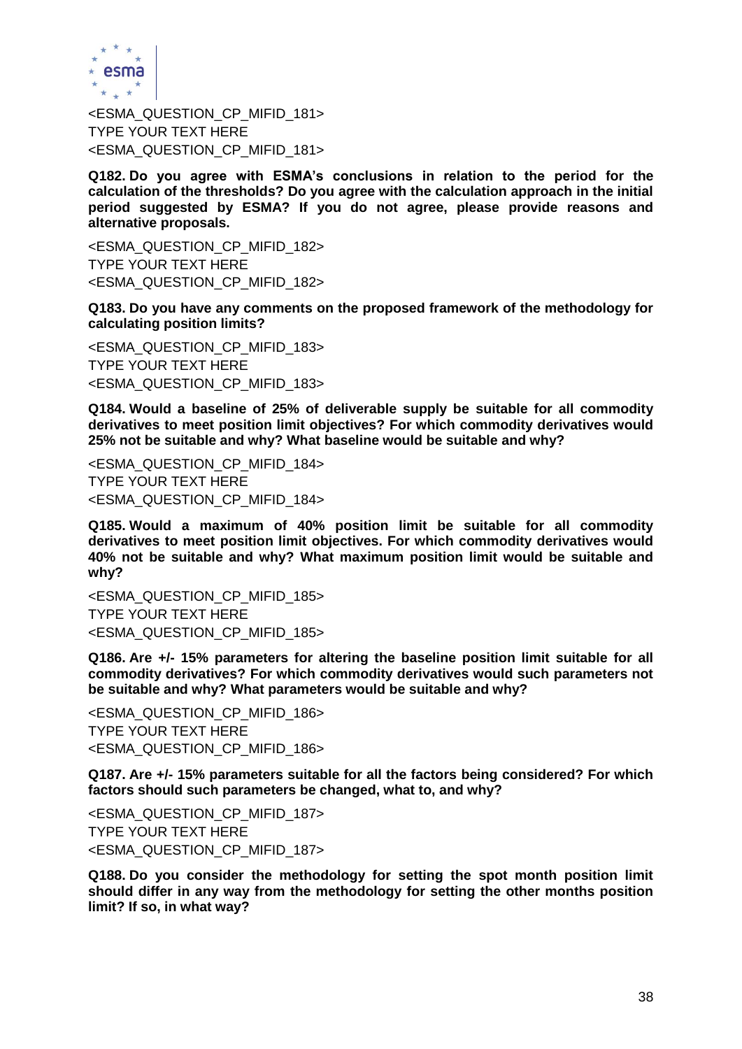<ESMA_QUESTION_CP_MIFID_181>
TYPE YOUR TEXT HERE
<ESMA_QUESTION_CP_MIFID_181>

**Q182. Do you agree with ESMA's conclusions in relation to the period for the calculation of the thresholds? Do you agree with the calculation approach in the initial period suggested by ESMA? If you do not agree, please provide reasons and alternative proposals.**

<ESMA_QUESTION_CP_MIFID_182>
TYPE YOUR TEXT HERE
<ESMA_QUESTION_CP_MIFID_182>

**Q183. Do you have any comments on the proposed framework of the methodology for calculating position limits?**

<ESMA_QUESTION_CP_MIFID_183>
TYPE YOUR TEXT HERE
<ESMA_QUESTION_CP_MIFID_183>

**Q184. Would a baseline of 25% of deliverable supply be suitable for all commodity derivatives to meet position limit objectives? For which commodity derivatives would 25% not be suitable and why? What baseline would be suitable and why?**

<ESMA_QUESTION_CP_MIFID_184>
TYPE YOUR TEXT HERE
<ESMA_QUESTION_CP_MIFID_184>

**Q185. Would a maximum of 40% position limit be suitable for all commodity derivatives to meet position limit objectives. For which commodity derivatives would 40% not be suitable and why? What maximum position limit would be suitable and why?**

<ESMA_QUESTION_CP_MIFID_185>
TYPE YOUR TEXT HERE
<ESMA_QUESTION_CP_MIFID_185>

**Q186. Are +/- 15% parameters for altering the baseline position limit suitable for all commodity derivatives? For which commodity derivatives would such parameters not be suitable and why? What parameters would be suitable and why?**

<ESMA_QUESTION_CP_MIFID_186>
TYPE YOUR TEXT HERE
<ESMA_QUESTION_CP_MIFID_186>

**Q187. Are +/- 15% parameters suitable for all the factors being considered? For which factors should such parameters be changed, what to, and why?**

<ESMA_QUESTION_CP_MIFID_187>
TYPE YOUR TEXT HERE
<ESMA_QUESTION_CP_MIFID_187>

**Q188. Do you consider the methodology for setting the spot month position limit should differ in any way from the methodology for setting the other months position limit? If so, in what way?**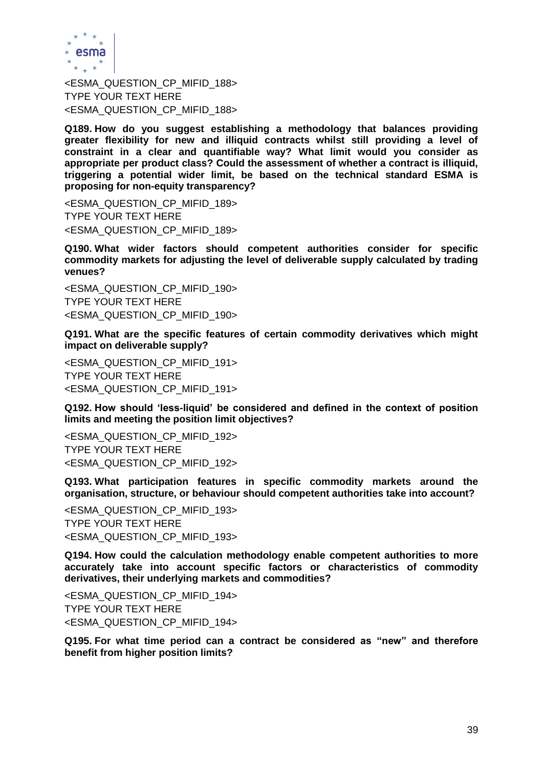<ESMA_QUESTION_CP_MIFID_188>
TYPE YOUR TEXT HERE
<ESMA_QUESTION_CP_MIFID_188>

**Q189. How do you suggest establishing a methodology that balances providing greater flexibility for new and illiquid contracts whilst still providing a level of constraint in a clear and quantifiable way? What limit would you consider as appropriate per product class? Could the assessment of whether a contract is illiquid, triggering a potential wider limit, be based on the technical standard ESMA is proposing for non-equity transparency?**

<ESMA_QUESTION_CP_MIFID_189>
TYPE YOUR TEXT HERE
<ESMA_QUESTION_CP_MIFID_189>

**Q190. What wider factors should competent authorities consider for specific commodity markets for adjusting the level of deliverable supply calculated by trading venues?**

<ESMA_QUESTION_CP_MIFID_190>
TYPE YOUR TEXT HERE
<ESMA_QUESTION_CP_MIFID_190>

**Q191. What are the specific features of certain commodity derivatives which might impact on deliverable supply?**

<ESMA_QUESTION_CP_MIFID_191>
TYPE YOUR TEXT HERE
<ESMA_QUESTION_CP_MIFID_191>

**Q192. How should 'less-liquid' be considered and defined in the context of position limits and meeting the position limit objectives?**

<ESMA_QUESTION_CP_MIFID_192>
TYPE YOUR TEXT HERE
<ESMA_QUESTION_CP_MIFID_192>

**Q193. What participation features in specific commodity markets around the organisation, structure, or behaviour should competent authorities take into account?**

<ESMA_QUESTION_CP_MIFID_193>
TYPE YOUR TEXT HERE
<ESMA_QUESTION_CP_MIFID_193>

**Q194. How could the calculation methodology enable competent authorities to more accurately take into account specific factors or characteristics of commodity derivatives, their underlying markets and commodities?**

<ESMA_QUESTION_CP_MIFID_194>
TYPE YOUR TEXT HERE
<ESMA_QUESTION_CP_MIFID_194>

**Q195. For what time period can a contract be considered as "new" and therefore benefit from higher position limits?**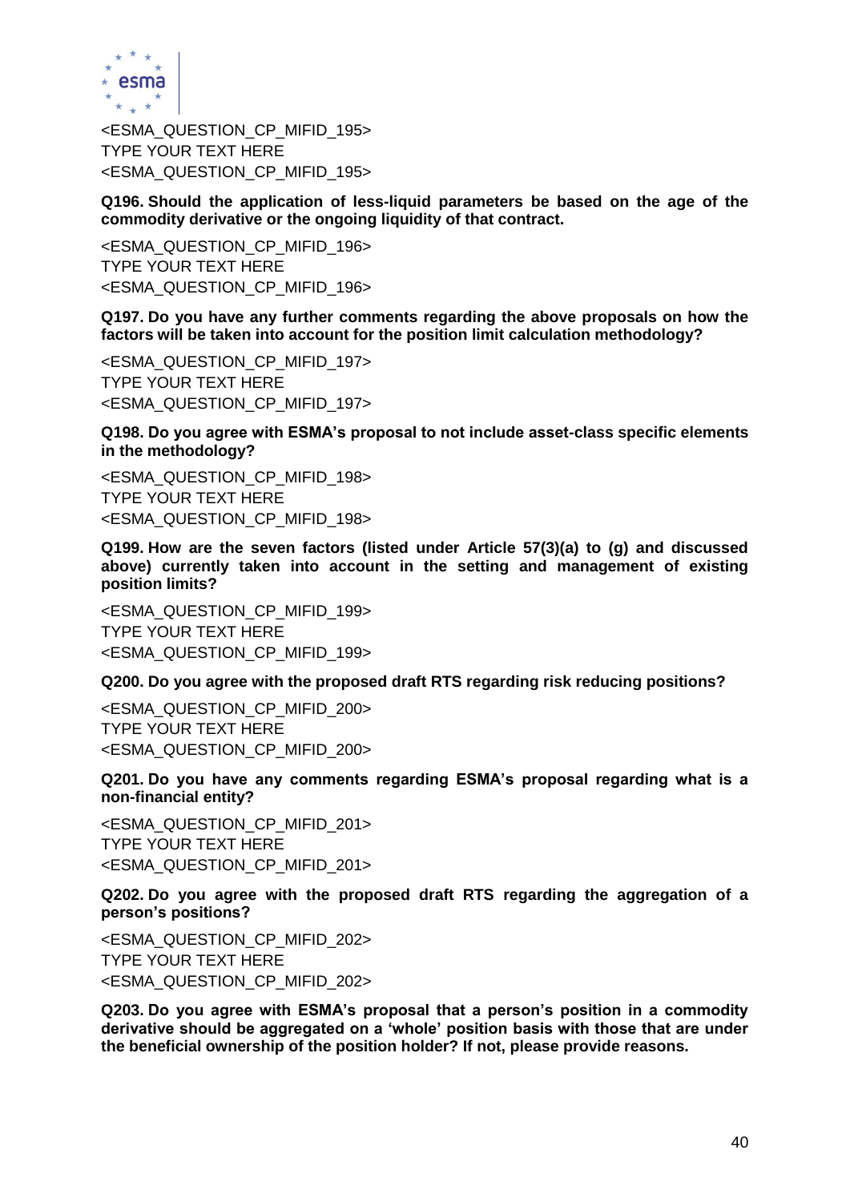<ESMA_QUESTION_CP_MIFID_195>
TYPE YOUR TEXT HERE
<ESMA_QUESTION_CP_MIFID_195>

**Q196. Should the application of less-liquid parameters be based on the age of the commodity derivative or the ongoing liquidity of that contract.**

<ESMA_QUESTION_CP_MIFID_196>
TYPE YOUR TEXT HERE
<ESMA_QUESTION_CP_MIFID_196>

**Q197. Do you have any further comments regarding the above proposals on how the factors will be taken into account for the position limit calculation methodology?**

<ESMA_QUESTION_CP_MIFID_197>
TYPE YOUR TEXT HERE
<ESMA_QUESTION_CP_MIFID_197>

**Q198. Do you agree with ESMA's proposal to not include asset-class specific elements in the methodology?**

<ESMA_QUESTION_CP_MIFID_198>
TYPE YOUR TEXT HERE
<ESMA_QUESTION_CP_MIFID_198>

**Q199. How are the seven factors (listed under Article 57(3)(a) to (g) and discussed above) currently taken into account in the setting and management of existing position limits?**

<ESMA_QUESTION_CP_MIFID_199>
TYPE YOUR TEXT HERE
<ESMA_QUESTION_CP_MIFID_199>

**Q200. Do you agree with the proposed draft RTS regarding risk reducing positions?**

<ESMA_QUESTION_CP_MIFID_200>
TYPE YOUR TEXT HERE
<ESMA_QUESTION_CP_MIFID_200>

**Q201. Do you have any comments regarding ESMA's proposal regarding what is a non-financial entity?**

<ESMA_QUESTION_CP_MIFID_201>
TYPE YOUR TEXT HERE
<ESMA_QUESTION_CP_MIFID_201>

**Q202. Do you agree with the proposed draft RTS regarding the aggregation of a person's positions?**

<ESMA_QUESTION_CP_MIFID_202>
TYPE YOUR TEXT HERE
<ESMA_QUESTION_CP_MIFID_202>

**Q203. Do you agree with ESMA's proposal that a person's position in a commodity derivative should be aggregated on a 'whole' position basis with those that are under the beneficial ownership of the position holder? If not, please provide reasons.**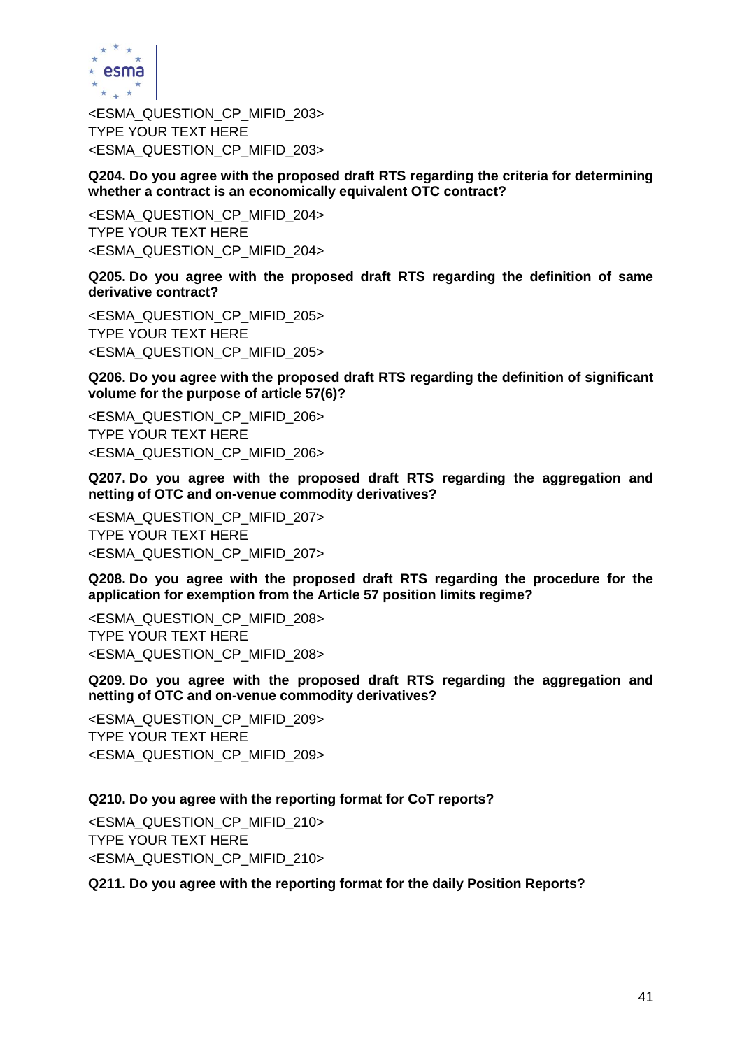<ESMA_QUESTION_CP_MIFID_203>
TYPE YOUR TEXT HERE
<ESMA_QUESTION_CP_MIFID_203>

**Q204. Do you agree with the proposed draft RTS regarding the criteria for determining whether a contract is an economically equivalent OTC contract?**

<ESMA_QUESTION_CP_MIFID_204>
TYPE YOUR TEXT HERE
<ESMA_QUESTION_CP_MIFID_204>

**Q205. Do you agree with the proposed draft RTS regarding the definition of same derivative contract?**

<ESMA_QUESTION_CP_MIFID_205>
TYPE YOUR TEXT HERE
<ESMA_QUESTION_CP_MIFID_205>

**Q206. Do you agree with the proposed draft RTS regarding the definition of significant volume for the purpose of article 57(6)?**

<ESMA_QUESTION_CP_MIFID_206>
TYPE YOUR TEXT HERE
<ESMA_QUESTION_CP_MIFID_206>

**Q207. Do you agree with the proposed draft RTS regarding the aggregation and netting of OTC and on-venue commodity derivatives?**

<ESMA_QUESTION_CP_MIFID_207>
TYPE YOUR TEXT HERE
<ESMA_QUESTION_CP_MIFID_207>

**Q208. Do you agree with the proposed draft RTS regarding the procedure for the application for exemption from the Article 57 position limits regime?**

<ESMA_QUESTION_CP_MIFID_208>
TYPE YOUR TEXT HERE
<ESMA_QUESTION_CP_MIFID_208>

**Q209. Do you agree with the proposed draft RTS regarding the aggregation and netting of OTC and on-venue commodity derivatives?**

<ESMA_QUESTION_CP_MIFID_209>
TYPE YOUR TEXT HERE
<ESMA_QUESTION_CP_MIFID_209>

**Q210. Do you agree with the reporting format for CoT reports?**

<ESMA_QUESTION_CP_MIFID_210>
TYPE YOUR TEXT HERE
<ESMA_QUESTION_CP_MIFID_210>

**Q211. Do you agree with the reporting format for the daily Position Reports?**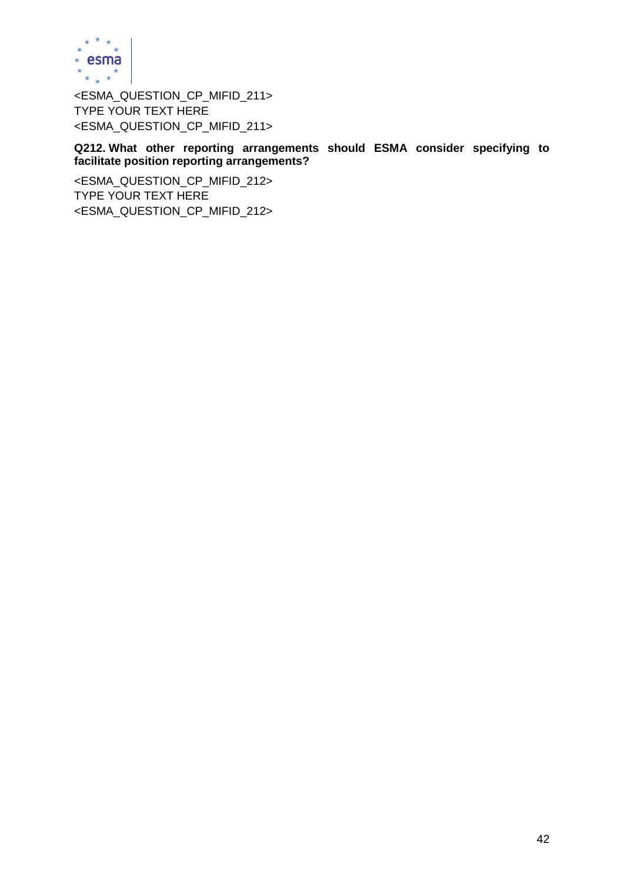<ESMA_QUESTION_CP_MIFID_211>
TYPE YOUR TEXT HERE
<ESMA_QUESTION_CP_MIFID_211>

**Q212. What other reporting arrangements should ESMA consider specifying to facilitate position reporting arrangements?**

<ESMA_QUESTION_CP_MIFID_212>
TYPE YOUR TEXT HERE
<ESMA_QUESTION_CP_MIFID_212>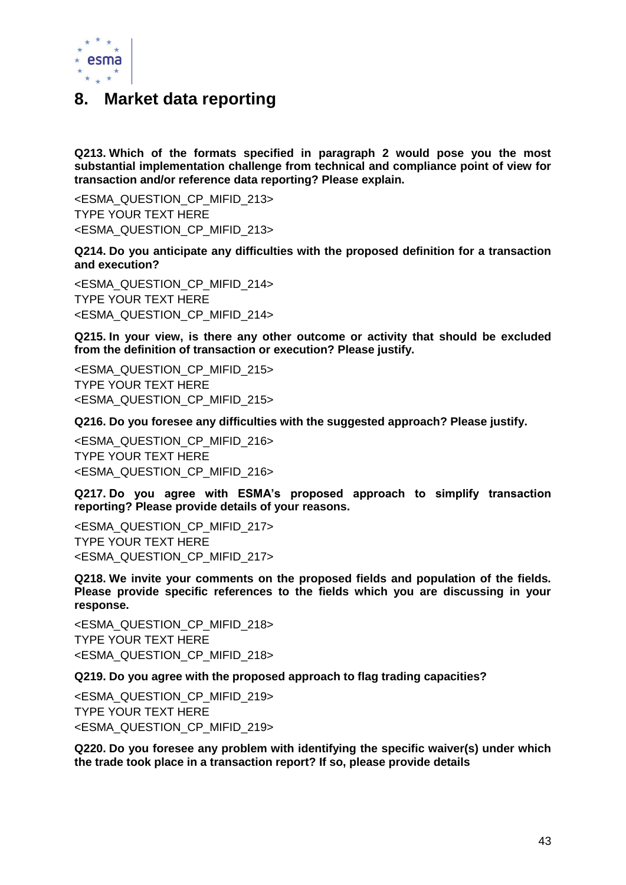# 8. Market data reporting

**Q213. Which of the formats specified in paragraph 2 would pose you the most substantial implementation challenge from technical and compliance point of view for transaction and/or reference data reporting? Please explain.**

<ESMA_QUESTION_CP_MIFID_213>
TYPE YOUR TEXT HERE
<ESMA_QUESTION_CP_MIFID_213>

**Q214. Do you anticipate any difficulties with the proposed definition for a transaction and execution?**

<ESMA_QUESTION_CP_MIFID_214>
TYPE YOUR TEXT HERE
<ESMA_QUESTION_CP_MIFID_214>

**Q215. In your view, is there any other outcome or activity that should be excluded from the definition of transaction or execution? Please justify.**

<ESMA_QUESTION_CP_MIFID_215>
TYPE YOUR TEXT HERE
<ESMA_QUESTION_CP_MIFID_215>

**Q216. Do you foresee any difficulties with the suggested approach? Please justify.**

<ESMA_QUESTION_CP_MIFID_216>
TYPE YOUR TEXT HERE
<ESMA_QUESTION_CP_MIFID_216>

**Q217. Do you agree with ESMA's proposed approach to simplify transaction reporting? Please provide details of your reasons.**

<ESMA_QUESTION_CP_MIFID_217>
TYPE YOUR TEXT HERE
<ESMA_QUESTION_CP_MIFID_217>

**Q218. We invite your comments on the proposed fields and population of the fields. Please provide specific references to the fields which you are discussing in your response.**

<ESMA_QUESTION_CP_MIFID_218>
TYPE YOUR TEXT HERE
<ESMA_QUESTION_CP_MIFID_218>

**Q219. Do you agree with the proposed approach to flag trading capacities?**

<ESMA_QUESTION_CP_MIFID_219>
TYPE YOUR TEXT HERE
<ESMA_QUESTION_CP_MIFID_219>

**Q220. Do you foresee any problem with identifying the specific waiver(s) under which the trade took place in a transaction report? If so, please provide details**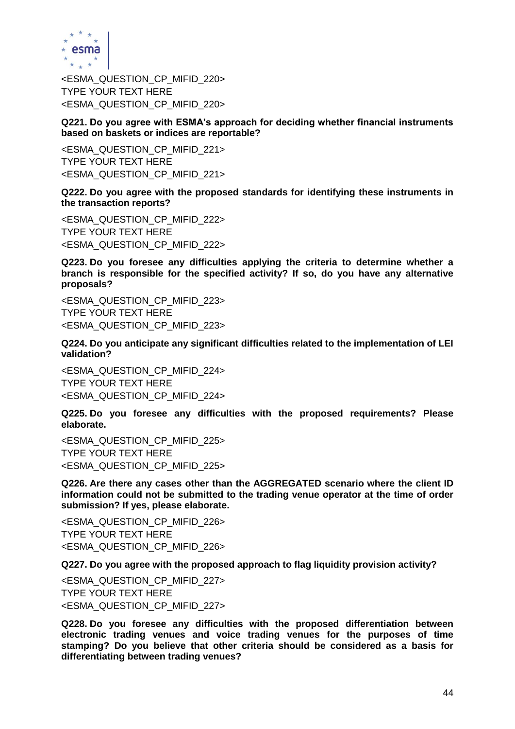<ESMA_QUESTION_CP_MIFID_220>
TYPE YOUR TEXT HERE
<ESMA_QUESTION_CP_MIFID_220>

**Q221. Do you agree with ESMA's approach for deciding whether financial instruments based on baskets or indices are reportable?**

<ESMA_QUESTION_CP_MIFID_221>
TYPE YOUR TEXT HERE
<ESMA_QUESTION_CP_MIFID_221>

**Q222. Do you agree with the proposed standards for identifying these instruments in the transaction reports?**

<ESMA_QUESTION_CP_MIFID_222>
TYPE YOUR TEXT HERE
<ESMA_QUESTION_CP_MIFID_222>

**Q223. Do you foresee any difficulties applying the criteria to determine whether a branch is responsible for the specified activity? If so, do you have any alternative proposals?**

<ESMA_QUESTION_CP_MIFID_223>
TYPE YOUR TEXT HERE
<ESMA_QUESTION_CP_MIFID_223>

**Q224. Do you anticipate any significant difficulties related to the implementation of LEI validation?**

<ESMA_QUESTION_CP_MIFID_224>
TYPE YOUR TEXT HERE
<ESMA_QUESTION_CP_MIFID_224>

**Q225. Do you foresee any difficulties with the proposed requirements? Please elaborate.**

<ESMA_QUESTION_CP_MIFID_225>
TYPE YOUR TEXT HERE
<ESMA_QUESTION_CP_MIFID_225>

**Q226. Are there any cases other than the AGGREGATED scenario where the client ID information could not be submitted to the trading venue operator at the time of order submission? If yes, please elaborate.**

<ESMA_QUESTION_CP_MIFID_226>
TYPE YOUR TEXT HERE
<ESMA_QUESTION_CP_MIFID_226>

**Q227. Do you agree with the proposed approach to flag liquidity provision activity?**

<ESMA_QUESTION_CP_MIFID_227>
TYPE YOUR TEXT HERE
<ESMA_QUESTION_CP_MIFID_227>

**Q228. Do you foresee any difficulties with the proposed differentiation between electronic trading venues and voice trading venues for the purposes of time stamping? Do you believe that other criteria should be considered as a basis for differentiating between trading venues?**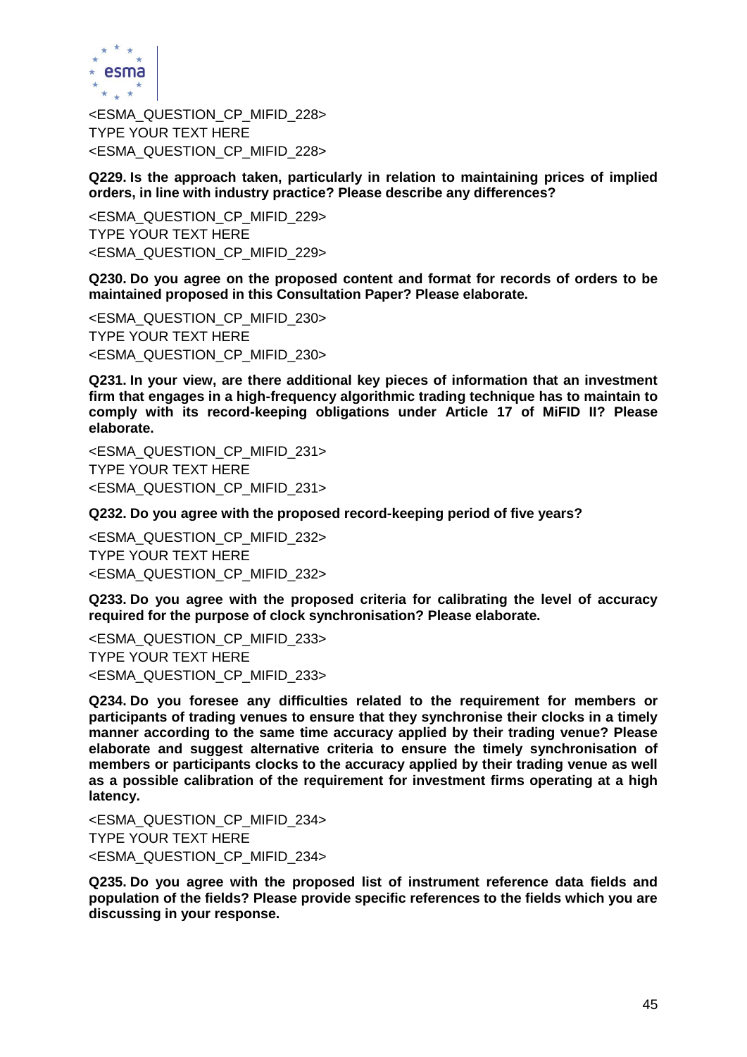<ESMA_QUESTION_CP_MIFID_228>
TYPE YOUR TEXT HERE
<ESMA_QUESTION_CP_MIFID_228>

**Q229. Is the approach taken, particularly in relation to maintaining prices of implied orders, in line with industry practice? Please describe any differences?**

<ESMA_QUESTION_CP_MIFID_229>
TYPE YOUR TEXT HERE
<ESMA_QUESTION_CP_MIFID_229>

**Q230. Do you agree on the proposed content and format for records of orders to be maintained proposed in this Consultation Paper? Please elaborate.**

<ESMA_QUESTION_CP_MIFID_230>
TYPE YOUR TEXT HERE
<ESMA_QUESTION_CP_MIFID_230>

**Q231. In your view, are there additional key pieces of information that an investment firm that engages in a high-frequency algorithmic trading technique has to maintain to comply with its record-keeping obligations under Article 17 of MiFID II? Please elaborate.**

<ESMA_QUESTION_CP_MIFID_231>
TYPE YOUR TEXT HERE
<ESMA_QUESTION_CP_MIFID_231>

**Q232. Do you agree with the proposed record-keeping period of five years?**

<ESMA_QUESTION_CP_MIFID_232>
TYPE YOUR TEXT HERE
<ESMA_QUESTION_CP_MIFID_232>

**Q233. Do you agree with the proposed criteria for calibrating the level of accuracy required for the purpose of clock synchronisation? Please elaborate.**

<ESMA_QUESTION_CP_MIFID_233>
TYPE YOUR TEXT HERE
<ESMA_QUESTION_CP_MIFID_233>

**Q234. Do you foresee any difficulties related to the requirement for members or participants of trading venues to ensure that they synchronise their clocks in a timely manner according to the same time accuracy applied by their trading venue? Please elaborate and suggest alternative criteria to ensure the timely synchronisation of members or participants clocks to the accuracy applied by their trading venue as well as a possible calibration of the requirement for investment firms operating at a high latency.**

<ESMA_QUESTION_CP_MIFID_234>
TYPE YOUR TEXT HERE
<ESMA_QUESTION_CP_MIFID_234>

**Q235. Do you agree with the proposed list of instrument reference data fields and population of the fields? Please provide specific references to the fields which you are discussing in your response.**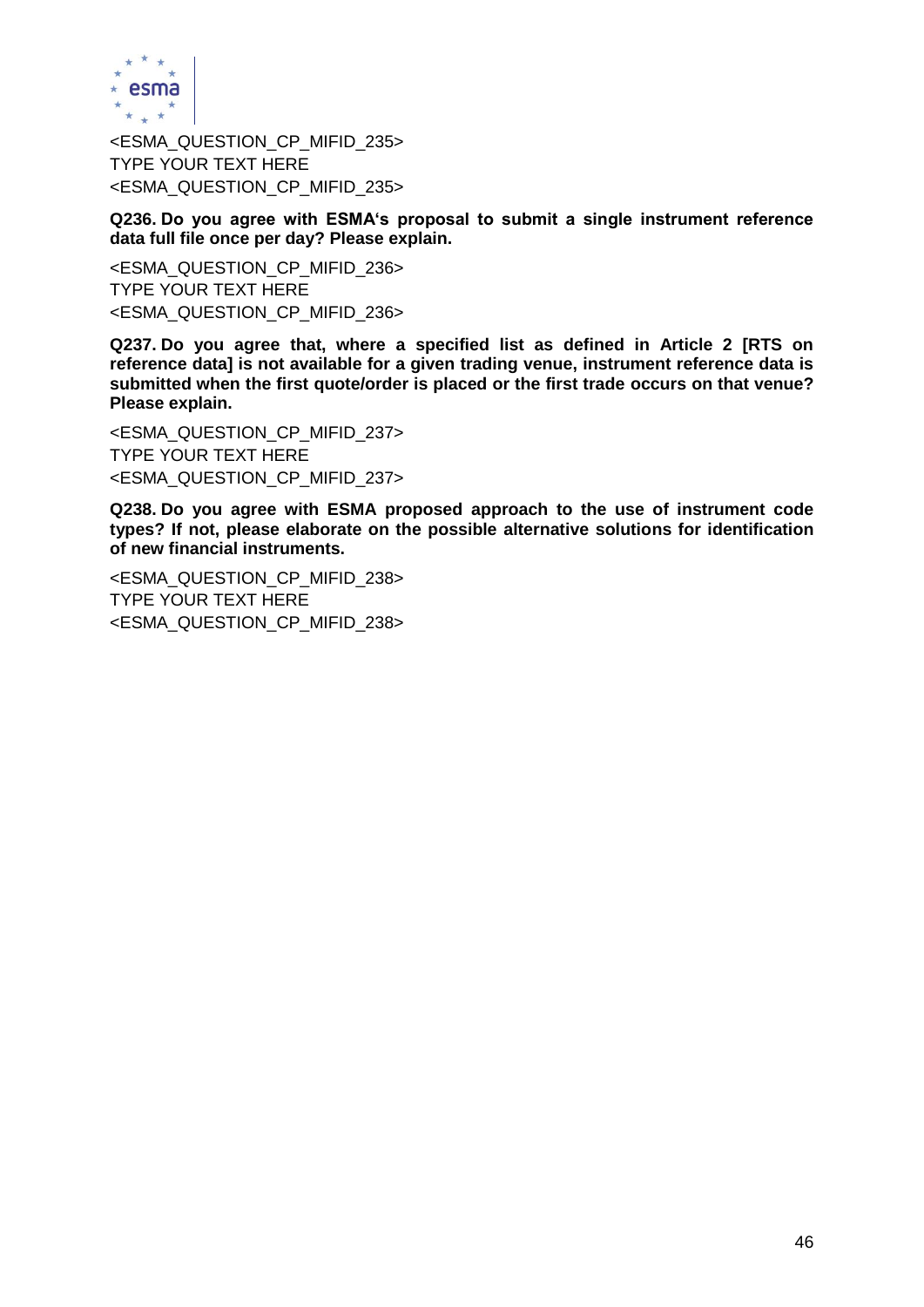<ESMA_QUESTION_CP_MIFID_235>
TYPE YOUR TEXT HERE
<ESMA_QUESTION_CP_MIFID_235>

**Q236. Do you agree with ESMA's proposal to submit a single instrument reference data full file once per day? Please explain.**

<ESMA_QUESTION_CP_MIFID_236>
TYPE YOUR TEXT HERE
<ESMA_QUESTION_CP_MIFID_236>

**Q237. Do you agree that, where a specified list as defined in Article 2 [RTS on reference data] is not available for a given trading venue, instrument reference data is submitted when the first quote/order is placed or the first trade occurs on that venue? Please explain.**

<ESMA_QUESTION_CP_MIFID_237>
TYPE YOUR TEXT HERE
<ESMA_QUESTION_CP_MIFID_237>

**Q238. Do you agree with ESMA proposed approach to the use of instrument code types? If not, please elaborate on the possible alternative solutions for identification of new financial instruments.**

<ESMA_QUESTION_CP_MIFID_238>
TYPE YOUR TEXT HERE
<ESMA_QUESTION_CP_MIFID_238>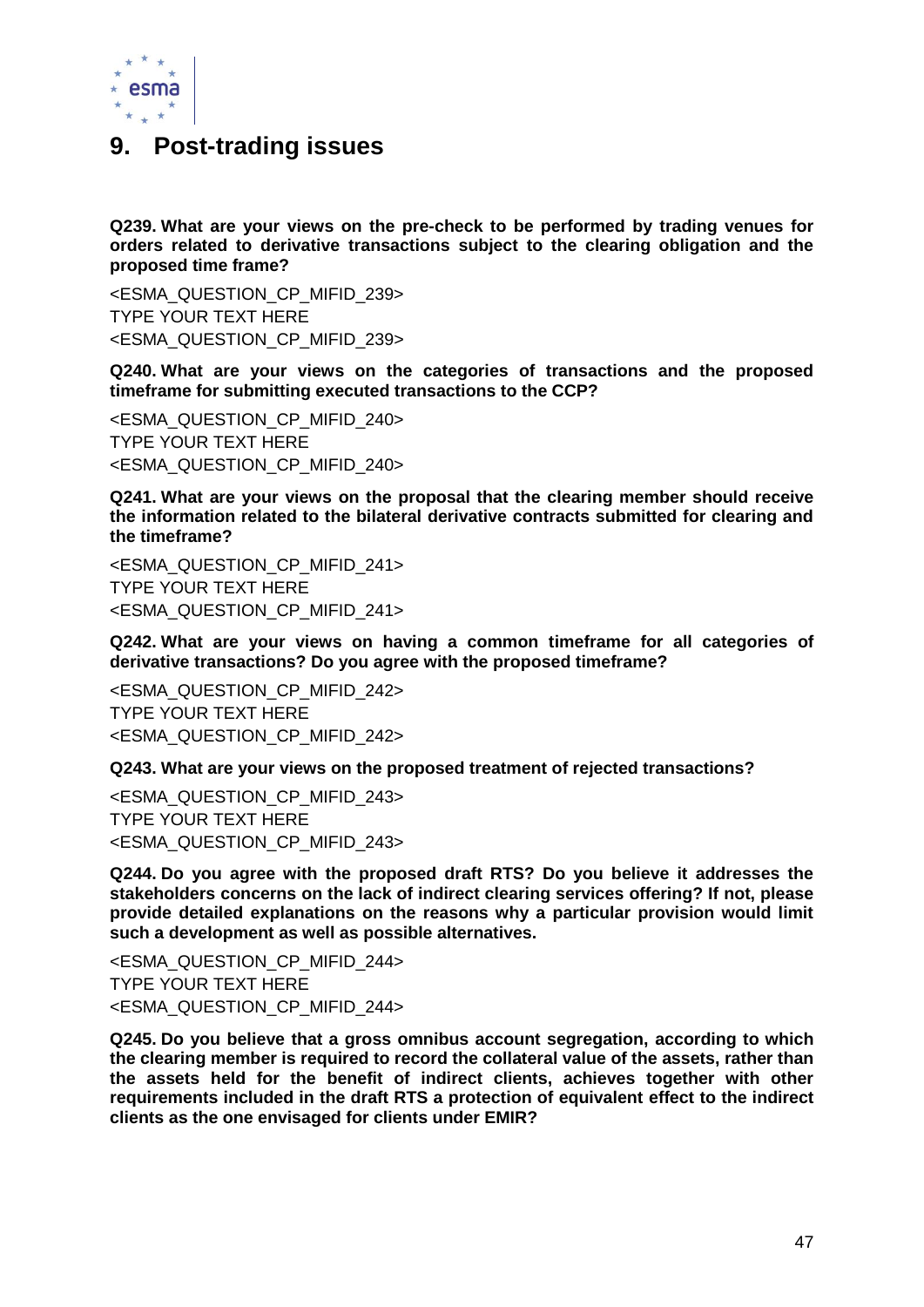# 9. Post-trading issues

**Q239. What are your views on the pre-check to be performed by trading venues for orders related to derivative transactions subject to the clearing obligation and the proposed time frame?**

<ESMA_QUESTION_CP_MIFID_239>
TYPE YOUR TEXT HERE
<ESMA_QUESTION_CP_MIFID_239>

**Q240. What are your views on the categories of transactions and the proposed timeframe for submitting executed transactions to the CCP?**

<ESMA_QUESTION_CP_MIFID_240>
TYPE YOUR TEXT HERE
<ESMA_QUESTION_CP_MIFID_240>

**Q241. What are your views on the proposal that the clearing member should receive the information related to the bilateral derivative contracts submitted for clearing and the timeframe?**

<ESMA_QUESTION_CP_MIFID_241>
TYPE YOUR TEXT HERE
<ESMA_QUESTION_CP_MIFID_241>

**Q242. What are your views on having a common timeframe for all categories of derivative transactions? Do you agree with the proposed timeframe?**

<ESMA_QUESTION_CP_MIFID_242>
TYPE YOUR TEXT HERE
<ESMA_QUESTION_CP_MIFID_242>

**Q243. What are your views on the proposed treatment of rejected transactions?**

<ESMA_QUESTION_CP_MIFID_243>
TYPE YOUR TEXT HERE
<ESMA_QUESTION_CP_MIFID_243>

**Q244. Do you agree with the proposed draft RTS? Do you believe it addresses the stakeholders concerns on the lack of indirect clearing services offering? If not, please provide detailed explanations on the reasons why a particular provision would limit such a development as well as possible alternatives.**

<ESMA_QUESTION_CP_MIFID_244>
TYPE YOUR TEXT HERE
<ESMA_QUESTION_CP_MIFID_244>

**Q245. Do you believe that a gross omnibus account segregation, according to which the clearing member is required to record the collateral value of the assets, rather than the assets held for the benefit of indirect clients, achieves together with other requirements included in the draft RTS a protection of equivalent effect to the indirect clients as the one envisaged for clients under EMIR?**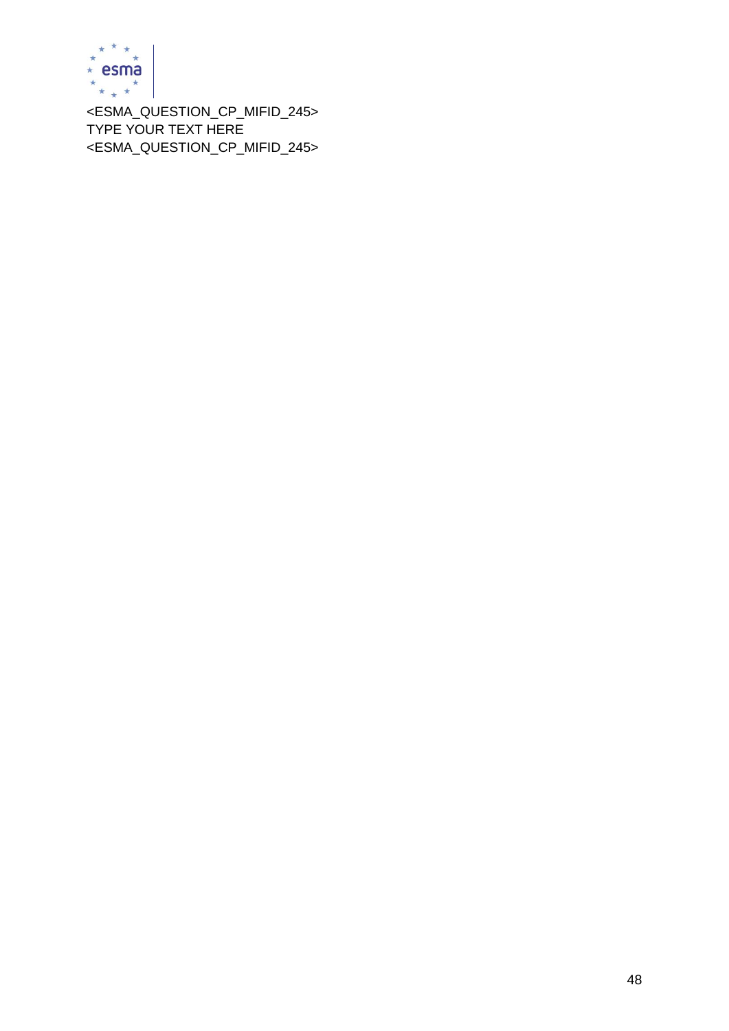<ESMA_QUESTION_CP_MIFID_245>
TYPE YOUR TEXT HERE
<ESMA_QUESTION_CP_MIFID_245>